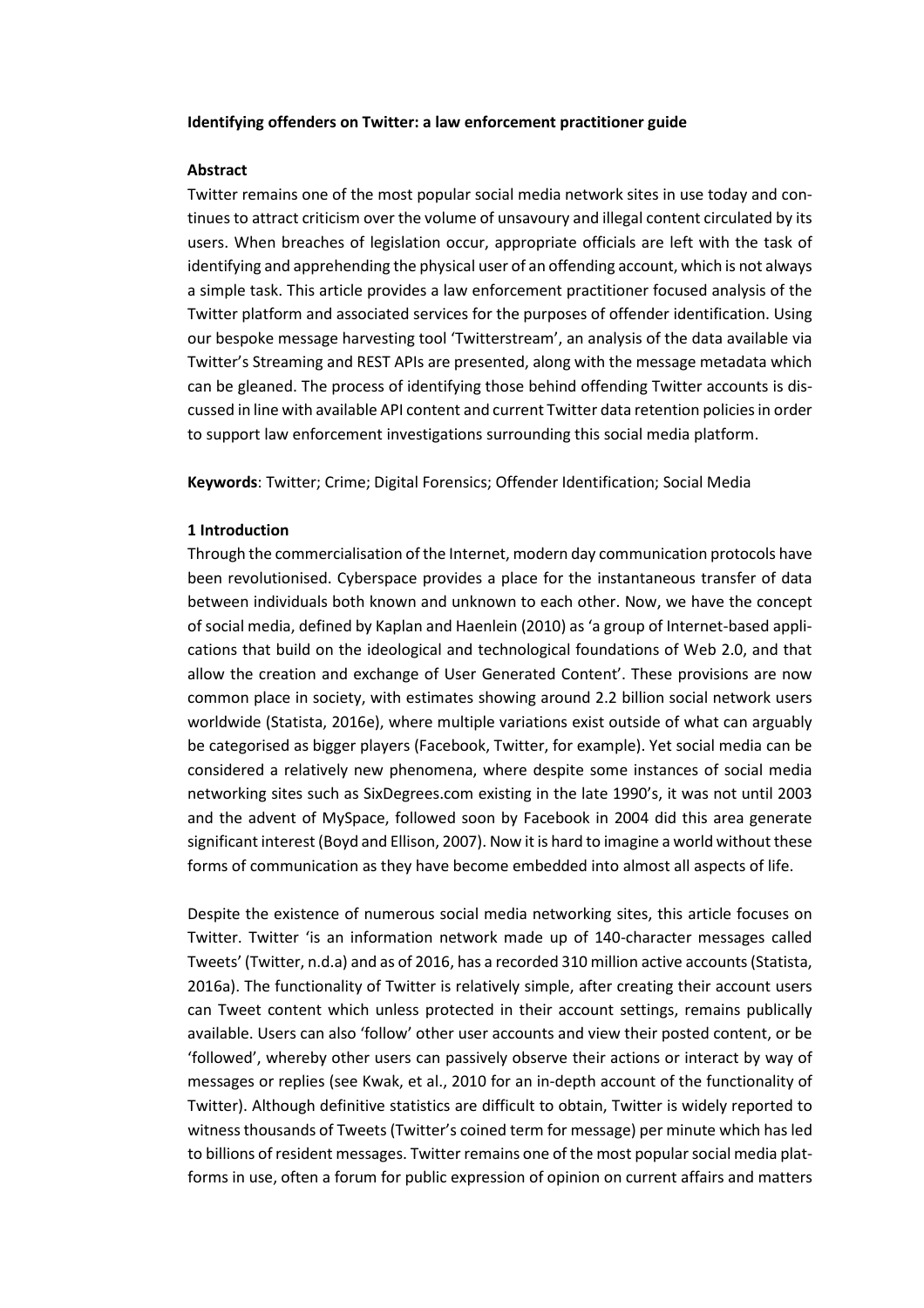**Identifying offenders on Twitter: a law enforcement practitioner guide**

**Abstract**

Twitter remains one of the most popular social media network sites in use today and continues to attract criticism over the volume of unsavoury and illegal content circulated by its users. When breaches of legislation occur, appropriate officials are left with the task of identifying and apprehending the physical user of an offending account, which is not always a simple task. This article provides a law enforcement practitioner focused analysis of the Twitter platform and associated services for the purposes of offender identification. Using our bespoke message harvesting tool 'Twitterstream', an analysis of the data available via Twitter's Streaming and REST APIs are presented, along with the message metadata which can be gleaned. The process of identifying those behind offending Twitter accounts is discussed in line with available API content and current Twitter data retention policies in order to support law enforcement investigations surrounding this social media platform.

**Keywords**: Twitter; Crime; Digital Forensics; Offender Identification; Social Media

**1 Introduction**

Through the commercialisation of the Internet, modern day communication protocols have been revolutionised. Cyberspace provides a place for the instantaneous transfer of data between individuals both known and unknown to each other. Now, we have the concept of social media, defined by Kaplan and Haenlein (2010) as 'a group of Internet-based applications that build on the ideological and technological foundations of Web 2.0, and that allow the creation and exchange of User Generated Content'. These provisions are now common place in society, with estimates showing around 2.2 billion social network users worldwide (Statista, 2016e), where multiple variations exist outside of what can arguably be categorised as bigger players (Facebook, Twitter, for example). Yet social media can be considered a relatively new phenomena, where despite some instances of social media networking sites such as SixDegrees.com existing in the late 1990's, it was not until 2003 and the advent of MySpace, followed soon by Facebook in 2004 did this area generate significant interest (Boyd and Ellison, 2007). Now it is hard to imagine a world without these forms of communication as they have become embedded into almost all aspects of life.

Despite the existence of numerous social media networking sites, this article focuses on Twitter. Twitter 'is an information network made up of 140-character messages called Tweets' (Twitter, n.d.a) and as of 2016, has a recorded 310 million active accounts (Statista, 2016a). The functionality of Twitter is relatively simple, after creating their account users can Tweet content which unless protected in their account settings, remains publically available. Users can also 'follow' other user accounts and view their posted content, or be 'followed', whereby other users can passively observe their actions or interact by way of messages or replies (see Kwak, et al., 2010 for an in-depth account of the functionality of Twitter). Although definitive statistics are difficult to obtain, Twitter is widely reported to witness thousands of Tweets (Twitter's coined term for message) per minute which has led to billions of resident messages. Twitter remains one of the most popular social media platforms in use, often a forum for public expression of opinion on current affairs and matters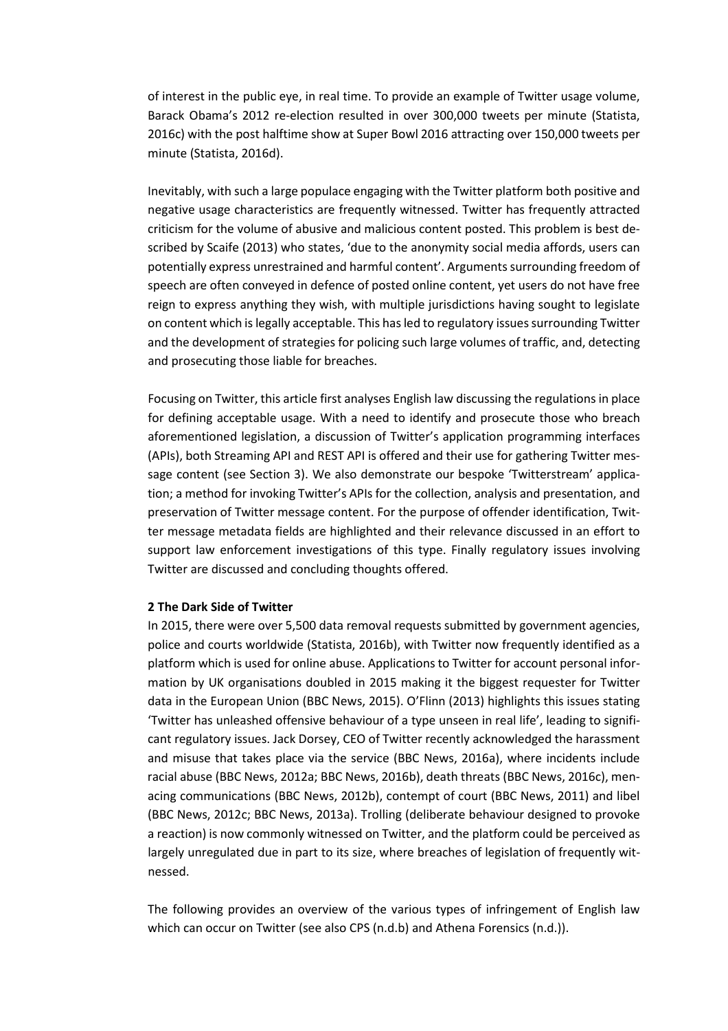of interest in the public eye, in real time. To provide an example of Twitter usage volume, Barack Obama's 2012 re-election resulted in over 300,000 tweets per minute (Statista, 2016c) with the post halftime show at Super Bowl 2016 attracting over 150,000 tweets per minute (Statista, 2016d).

Inevitably, with such a large populace engaging with the Twitter platform both positive and negative usage characteristics are frequently witnessed. Twitter has frequently attracted criticism for the volume of abusive and malicious content posted. This problem is best described by Scaife (2013) who states, 'due to the anonymity social media affords, users can potentially express unrestrained and harmful content'. Arguments surrounding freedom of speech are often conveyed in defence of posted online content, yet users do not have free reign to express anything they wish, with multiple jurisdictions having sought to legislate on content which is legally acceptable. This has led to regulatory issues surrounding Twitter and the development of strategies for policing such large volumes of traffic, and, detecting and prosecuting those liable for breaches.

Focusing on Twitter, this article first analyses English law discussing the regulations in place for defining acceptable usage. With a need to identify and prosecute those who breach aforementioned legislation, a discussion of Twitter's application programming interfaces (APIs), both Streaming API and REST API is offered and their use for gathering Twitter message content (see Section 3). We also demonstrate our bespoke 'Twitterstream' application; a method for invoking Twitter's APIs for the collection, analysis and presentation, and preservation of Twitter message content. For the purpose of offender identification, Twitter message metadata fields are highlighted and their relevance discussed in an effort to support law enforcement investigations of this type. Finally regulatory issues involving Twitter are discussed and concluding thoughts offered.

## 2 The Dark Side of Twitter

In 2015, there were over 5,500 data removal requests submitted by government agencies, police and courts worldwide (Statista, 2016b), with Twitter now frequently identified as a platform which is used for online abuse. Applications to Twitter for account personal information by UK organisations doubled in 2015 making it the biggest requester for Twitter data in the European Union (BBC News, 2015). O'Flinn (2013) highlights this issues stating 'Twitter has unleashed offensive behaviour of a type unseen in real life', leading to significant regulatory issues. Jack Dorsey, CEO of Twitter recently acknowledged the harassment and misuse that takes place via the service (BBC News, 2016a), where incidents include racial abuse (BBC News, 2012a; BBC News, 2016b), death threats (BBC News, 2016c), menacing communications (BBC News, 2012b), contempt of court (BBC News, 2011) and libel (BBC News, 2012c; BBC News, 2013a). Trolling (deliberate behaviour designed to provoke a reaction) is now commonly witnessed on Twitter, and the platform could be perceived as largely unregulated due in part to its size, where breaches of legislation of frequently witnessed.

The following provides an overview of the various types of infringement of English law which can occur on Twitter (see also CPS (n.d.b) and Athena Forensics (n.d.)).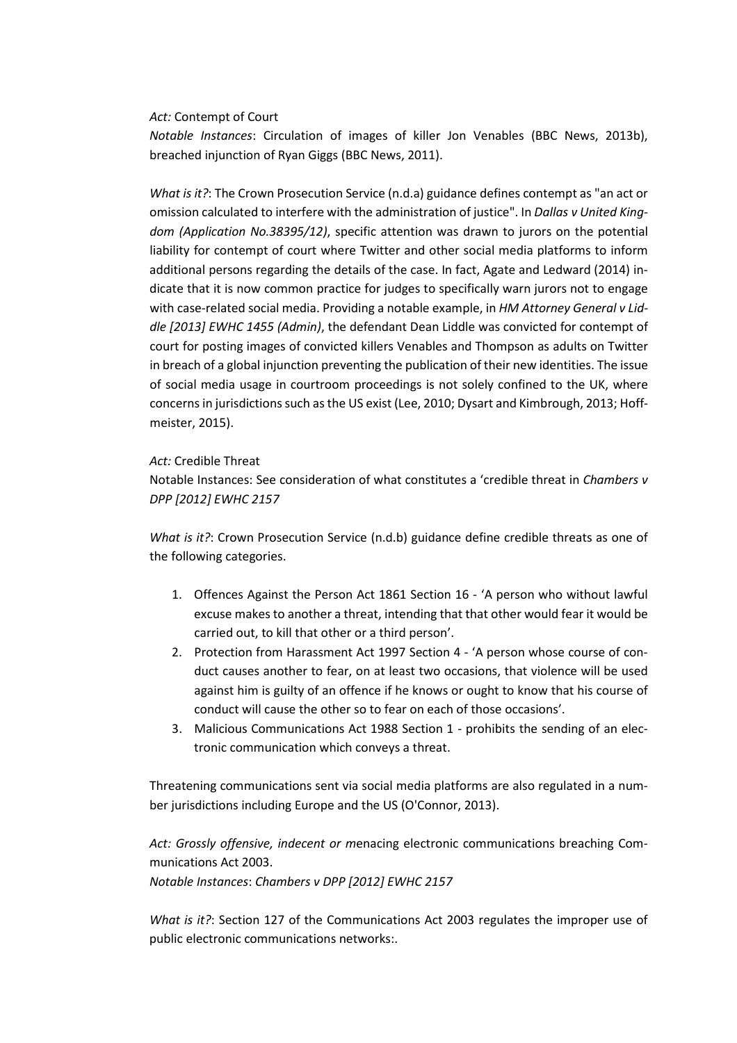*Act:* Contempt of Court

*Notable Instances*: Circulation of images of killer Jon Venables (BBC News, 2013b), breached injunction of Ryan Giggs (BBC News, 2011).

*What is it?*: The Crown Prosecution Service (n.d.a) guidance defines contempt as "an act or omission calculated to interfere with the administration of justice". In *Dallas v United Kingdom (Application No.38395/12)*, specific attention was drawn to jurors on the potential liability for contempt of court where Twitter and other social media platforms to inform additional persons regarding the details of the case. In fact, Agate and Ledward (2014) indicate that it is now common practice for judges to specifically warn jurors not to engage with case-related social media. Providing a notable example, in *HM Attorney General v Liddle [2013] EWHC 1455 (Admin)*, the defendant Dean Liddle was convicted for contempt of court for posting images of convicted killers Venables and Thompson as adults on Twitter in breach of a global injunction preventing the publication of their new identities. The issue of social media usage in courtroom proceedings is not solely confined to the UK, where concerns in jurisdictions such as the US exist (Lee, 2010; Dysart and Kimbrough, 2013; Hoffmeister, 2015).

*Act:* Credible Threat

Notable Instances: See consideration of what constitutes a 'credible threat in *Chambers v DPP [2012] EWHC 2157*

*What is it?*: Crown Prosecution Service (n.d.b) guidance define credible threats as one of the following categories.

1. Offences Against the Person Act 1861 Section 16 - 'A person who without lawful excuse makes to another a threat, intending that that other would fear it would be carried out, to kill that other or a third person'.
2. Protection from Harassment Act 1997 Section 4 - 'A person whose course of conduct causes another to fear, on at least two occasions, that violence will be used against him is guilty of an offence if he knows or ought to know that his course of conduct will cause the other so to fear on each of those occasions'.
3. Malicious Communications Act 1988 Section 1 - prohibits the sending of an electronic communication which conveys a threat.

Threatening communications sent via social media platforms are also regulated in a number jurisdictions including Europe and the US (O'Connor, 2013).

*Act: Grossly offensive, indecent or m*enacing electronic communications breaching Communications Act 2003.

*Notable Instances*: *Chambers v DPP [2012] EWHC 2157*

*What is it?*: Section 127 of the Communications Act 2003 regulates the improper use of public electronic communications networks:.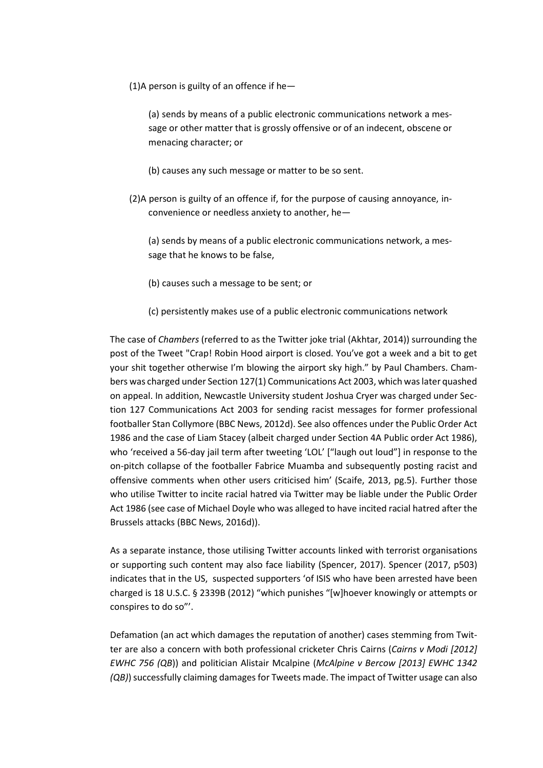(1)A person is guilty of an offence if he—

> (a) sends by means of a public electronic communications network a message or other matter that is grossly offensive or of an indecent, obscene or menacing character; or
>
> (b) causes any such message or matter to be so sent.

(2)A person is guilty of an offence if, for the purpose of causing annoyance, inconvenience or needless anxiety to another, he—

> (a) sends by means of a public electronic communications network, a message that he knows to be false,
>
> (b) causes such a message to be sent; or
>
> (c) persistently makes use of a public electronic communications network

The case of *Chambers* (referred to as the Twitter joke trial (Akhtar, 2014)) surrounding the post of the Tweet "Crap! Robin Hood airport is closed. You've got a week and a bit to get your shit together otherwise I'm blowing the airport sky high." by Paul Chambers. Chambers was charged under Section 127(1) Communications Act 2003, which was later quashed on appeal. In addition, Newcastle University student Joshua Cryer was charged under Section 127 Communications Act 2003 for sending racist messages for former professional footballer Stan Collymore (BBC News, 2012d). See also offences under the Public Order Act 1986 and the case of Liam Stacey (albeit charged under Section 4A Public order Act 1986), who 'received a 56-day jail term after tweeting 'LOL' ["laugh out loud"] in response to the on-pitch collapse of the footballer Fabrice Muamba and subsequently posting racist and offensive comments when other users criticised him' (Scaife, 2013, pg.5). Further those who utilise Twitter to incite racial hatred via Twitter may be liable under the Public Order Act 1986 (see case of Michael Doyle who was alleged to have incited racial hatred after the Brussels attacks (BBC News, 2016d)).

As a separate instance, those utilising Twitter accounts linked with terrorist organisations or supporting such content may also face liability (Spencer, 2017). Spencer (2017, p503) indicates that in the US, suspected supporters 'of ISIS who have been arrested have been charged is 18 U.S.C. § 2339B (2012) "which punishes "[w]hoever knowingly or attempts or conspires to do so"'.

Defamation (an act which damages the reputation of another) cases stemming from Twitter are also a concern with both professional cricketer Chris Cairns (*Cairns v Modi [2012] EWHC 756 (QB)*) and politician Alistair Mcalpine (*McAlpine v Bercow [2013] EWHC 1342 (QB)*) successfully claiming damages for Tweets made. The impact of Twitter usage can also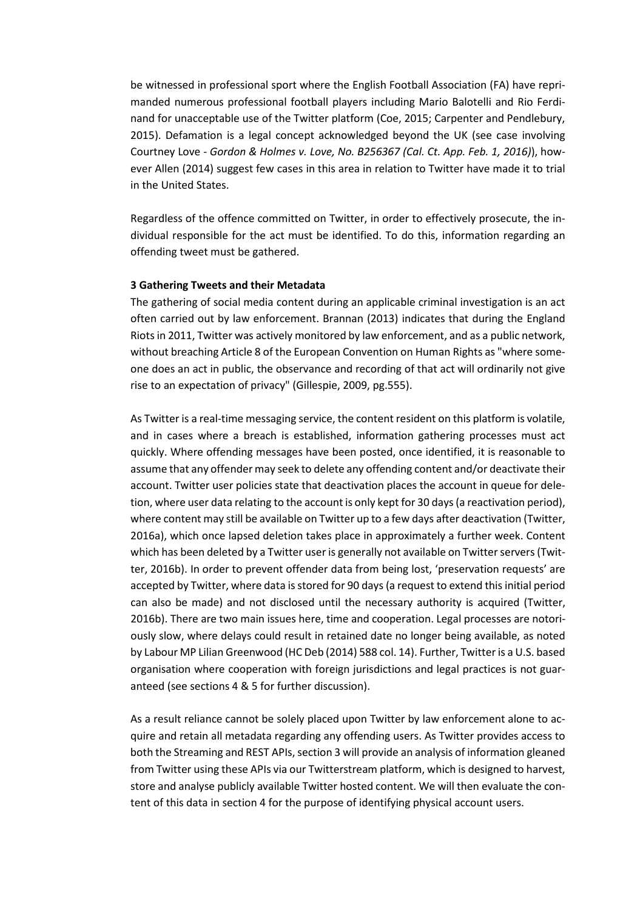be witnessed in professional sport where the English Football Association (FA) have reprimanded numerous professional football players including Mario Balotelli and Rio Ferdinand for unacceptable use of the Twitter platform (Coe, 2015; Carpenter and Pendlebury, 2015). Defamation is a legal concept acknowledged beyond the UK (see case involving Courtney Love - *Gordon & Holmes v. Love, No. B256367 (Cal. Ct. App. Feb. 1, 2016)*), however Allen (2014) suggest few cases in this area in relation to Twitter have made it to trial in the United States.

Regardless of the offence committed on Twitter, in order to effectively prosecute, the individual responsible for the act must be identified. To do this, information regarding an offending tweet must be gathered.

**3 Gathering Tweets and their Metadata**

The gathering of social media content during an applicable criminal investigation is an act often carried out by law enforcement. Brannan (2013) indicates that during the England Riots in 2011, Twitter was actively monitored by law enforcement, and as a public network, without breaching Article 8 of the European Convention on Human Rights as "where someone does an act in public, the observance and recording of that act will ordinarily not give rise to an expectation of privacy" (Gillespie, 2009, pg.555).

As Twitter is a real-time messaging service, the content resident on this platform is volatile, and in cases where a breach is established, information gathering processes must act quickly. Where offending messages have been posted, once identified, it is reasonable to assume that any offender may seek to delete any offending content and/or deactivate their account. Twitter user policies state that deactivation places the account in queue for deletion, where user data relating to the account is only kept for 30 days (a reactivation period), where content may still be available on Twitter up to a few days after deactivation (Twitter, 2016a), which once lapsed deletion takes place in approximately a further week. Content which has been deleted by a Twitter user is generally not available on Twitter servers (Twitter, 2016b). In order to prevent offender data from being lost, 'preservation requests' are accepted by Twitter, where data is stored for 90 days (a request to extend this initial period can also be made) and not disclosed until the necessary authority is acquired (Twitter, 2016b). There are two main issues here, time and cooperation. Legal processes are notoriously slow, where delays could result in retained date no longer being available, as noted by Labour MP Lilian Greenwood (HC Deb (2014) 588 col. 14). Further, Twitter is a U.S. based organisation where cooperation with foreign jurisdictions and legal practices is not guaranteed (see sections 4 & 5 for further discussion).

As a result reliance cannot be solely placed upon Twitter by law enforcement alone to acquire and retain all metadata regarding any offending users. As Twitter provides access to both the Streaming and REST APIs, section 3 will provide an analysis of information gleaned from Twitter using these APIs via our Twitterstream platform, which is designed to harvest, store and analyse publicly available Twitter hosted content. We will then evaluate the content of this data in section 4 for the purpose of identifying physical account users.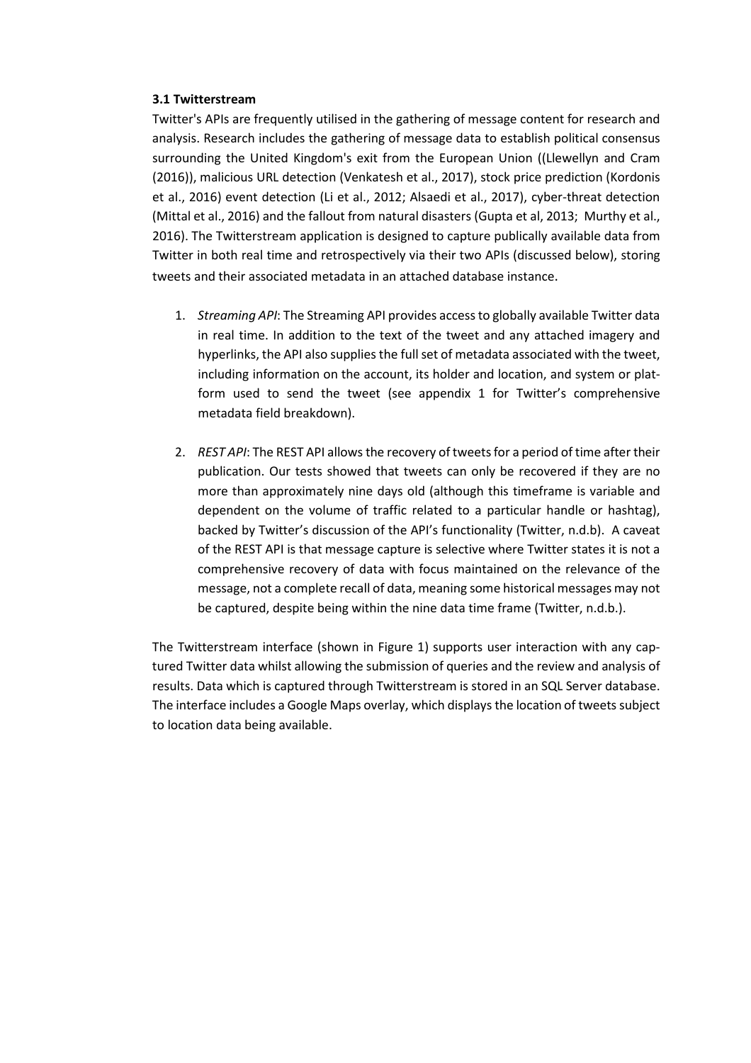### 3.1 Twitterstream

Twitter's APIs are frequently utilised in the gathering of message content for research and analysis. Research includes the gathering of message data to establish political consensus surrounding the United Kingdom's exit from the European Union ((Llewellyn and Cram (2016)), malicious URL detection (Venkatesh et al., 2017), stock price prediction (Kordonis et al., 2016) event detection (Li et al., 2012; Alsaedi et al., 2017), cyber-threat detection (Mittal et al., 2016) and the fallout from natural disasters (Gupta et al, 2013; Murthy et al., 2016). The Twitterstream application is designed to capture publically available data from Twitter in both real time and retrospectively via their two APIs (discussed below), storing tweets and their associated metadata in an attached database instance.

1. *Streaming API*: The Streaming API provides access to globally available Twitter data in real time. In addition to the text of the tweet and any attached imagery and hyperlinks, the API also supplies the full set of metadata associated with the tweet, including information on the account, its holder and location, and system or platform used to send the tweet (see appendix 1 for Twitter's comprehensive metadata field breakdown).

2. *REST API*: The REST API allows the recovery of tweets for a period of time after their publication. Our tests showed that tweets can only be recovered if they are no more than approximately nine days old (although this timeframe is variable and dependent on the volume of traffic related to a particular handle or hashtag), backed by Twitter's discussion of the API's functionality (Twitter, n.d.b). A caveat of the REST API is that message capture is selective where Twitter states it is not a comprehensive recovery of data with focus maintained on the relevance of the message, not a complete recall of data, meaning some historical messages may not be captured, despite being within the nine data time frame (Twitter, n.d.b.).

The Twitterstream interface (shown in Figure 1) supports user interaction with any captured Twitter data whilst allowing the submission of queries and the review and analysis of results. Data which is captured through Twitterstream is stored in an SQL Server database. The interface includes a Google Maps overlay, which displays the location of tweets subject to location data being available.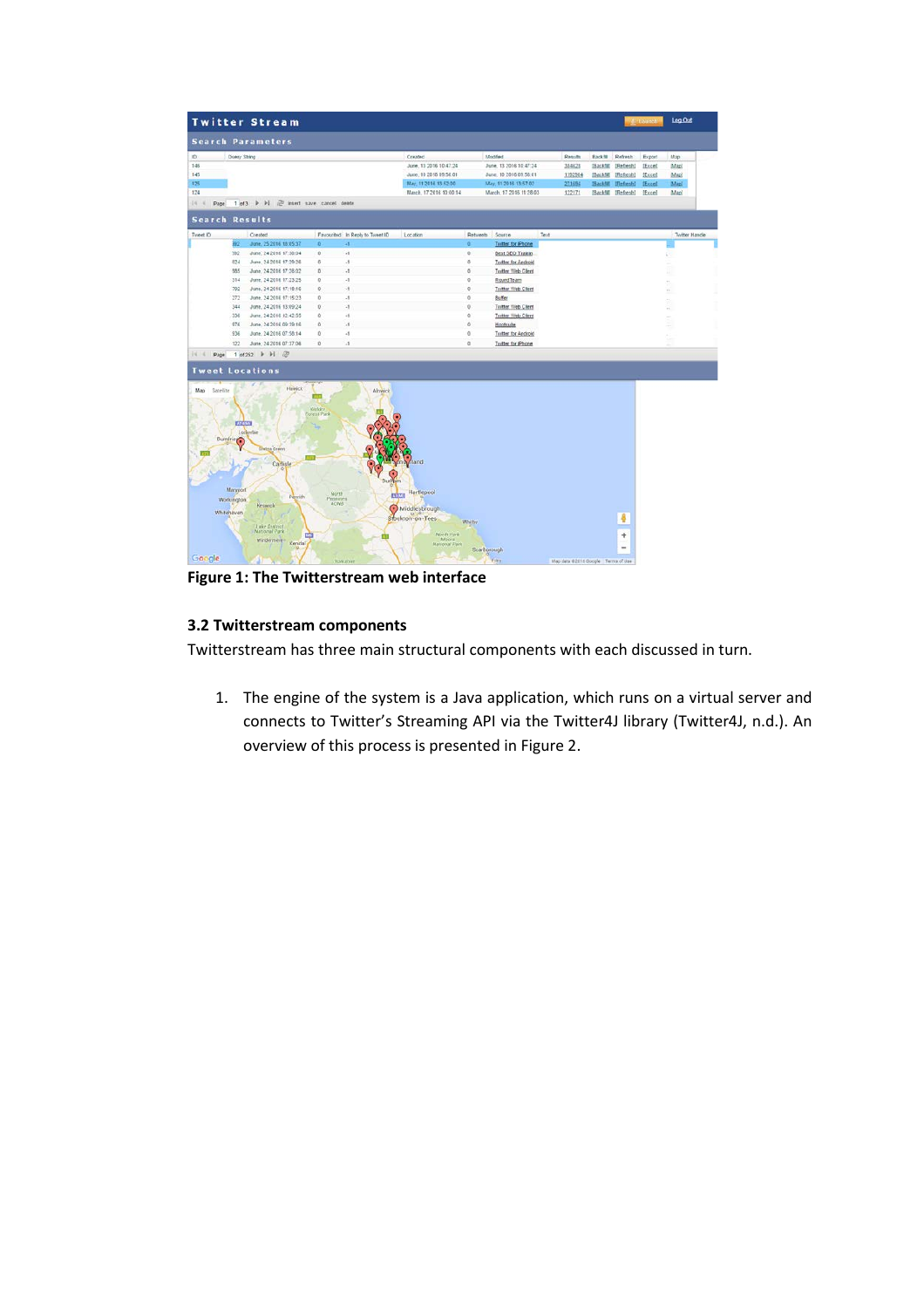Figure 1: The Twitterstream web interface

### 3.2 Twitterstream components

Twitterstream has three main structural components with each discussed in turn.

1. The engine of the system is a Java application, which runs on a virtual server and connects to Twitter's Streaming API via the Twitter4J library (Twitter4J, n.d.). An overview of this process is presented in Figure 2.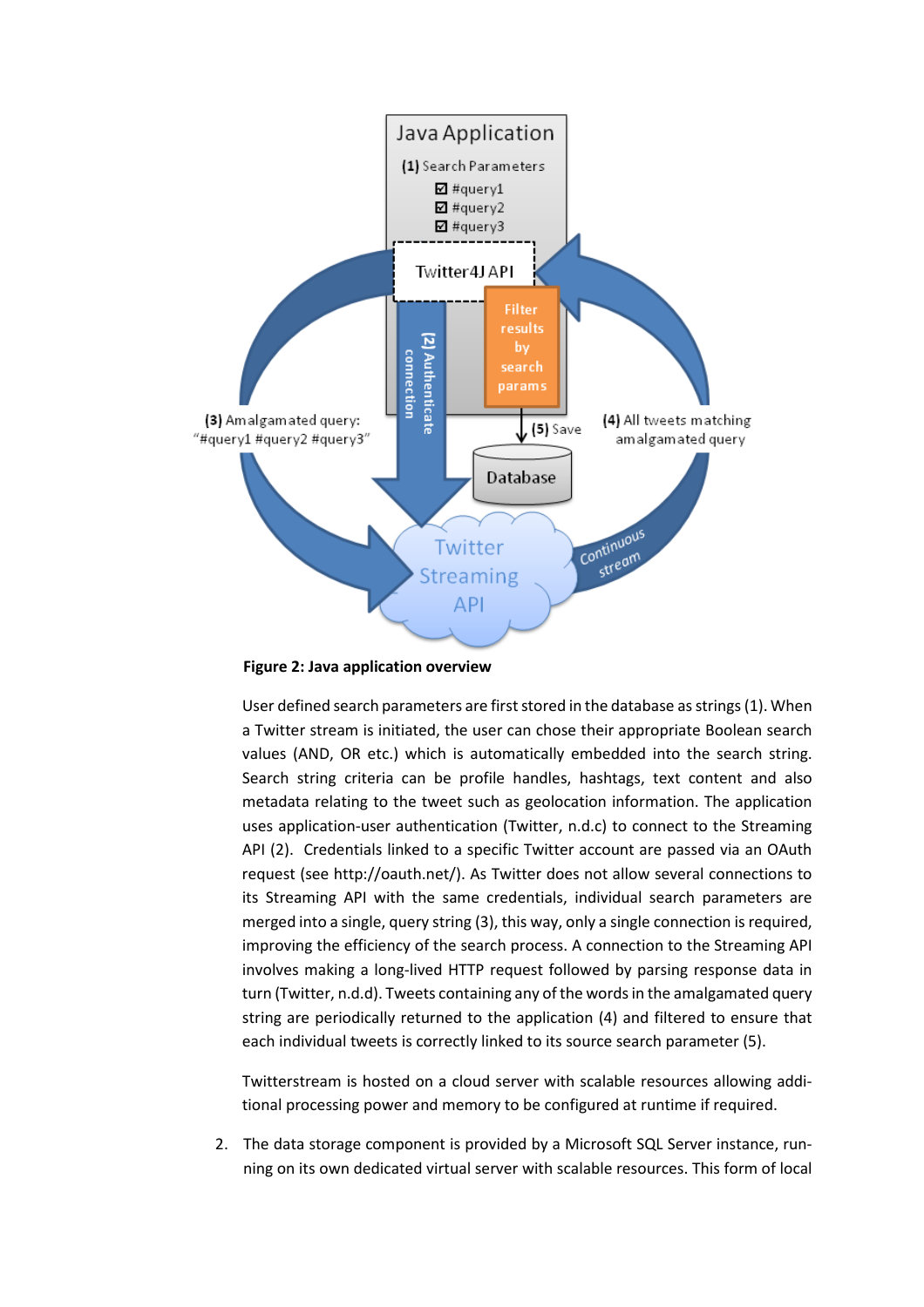**Figure 2: Java application overview**

User defined search parameters are first stored in the database as strings (1). When a Twitter stream is initiated, the user can chose their appropriate Boolean search values (AND, OR etc.) which is automatically embedded into the search string. Search string criteria can be profile handles, hashtags, text content and also metadata relating to the tweet such as geolocation information. The application uses application-user authentication (Twitter, n.d.c) to connect to the Streaming API (2). Credentials linked to a specific Twitter account are passed via an OAuth request (see http://oauth.net/). As Twitter does not allow several connections to its Streaming API with the same credentials, individual search parameters are merged into a single, query string (3), this way, only a single connection is required, improving the efficiency of the search process. A connection to the Streaming API involves making a long-lived HTTP request followed by parsing response data in turn (Twitter, n.d.d). Tweets containing any of the words in the amalgamated query string are periodically returned to the application (4) and filtered to ensure that each individual tweets is correctly linked to its source search parameter (5).

Twitterstream is hosted on a cloud server with scalable resources allowing additional processing power and memory to be configured at runtime if required.

2. The data storage component is provided by a Microsoft SQL Server instance, running on its own dedicated virtual server with scalable resources. This form of local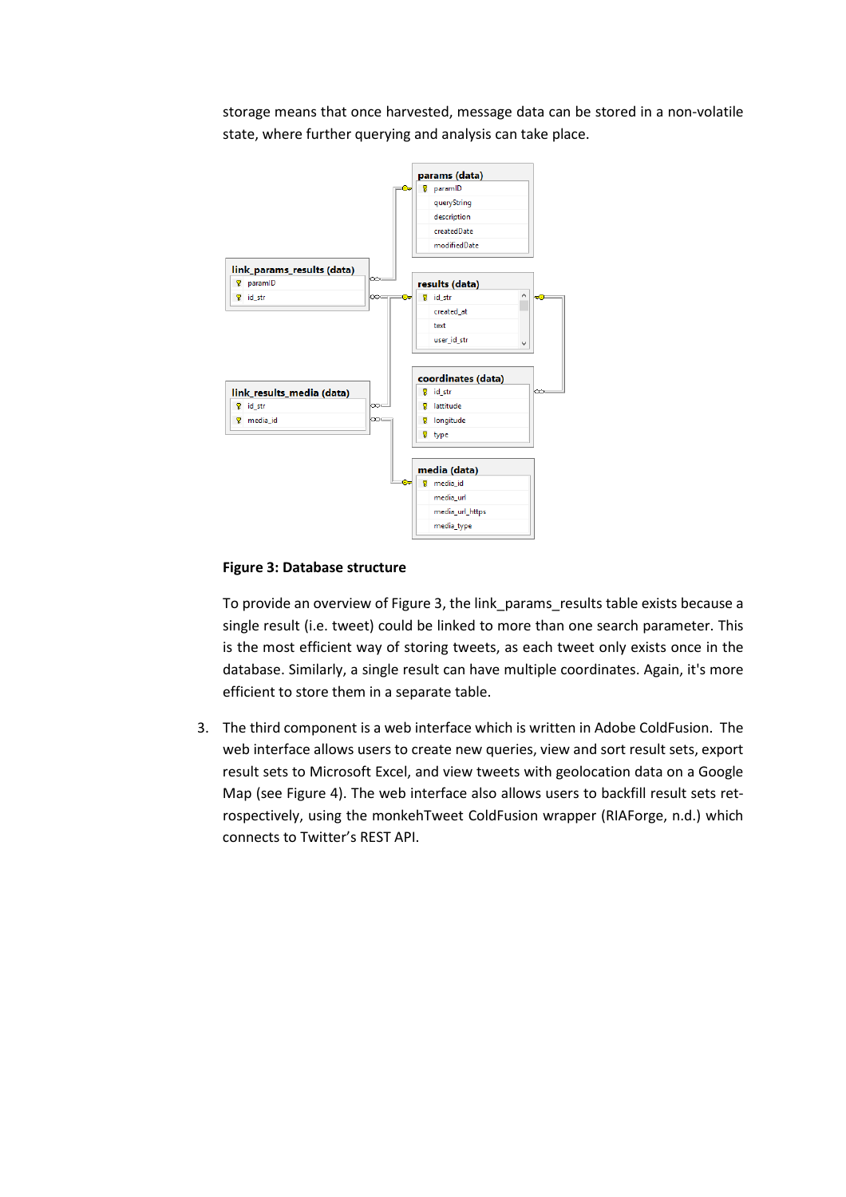storage means that once harvested, message data can be stored in a non-volatile state, where further querying and analysis can take place.

**Figure 3: Database structure**

To provide an overview of Figure 3, the link_params_results table exists because a single result (i.e. tweet) could be linked to more than one search parameter. This is the most efficient way of storing tweets, as each tweet only exists once in the database. Similarly, a single result can have multiple coordinates. Again, it's more efficient to store them in a separate table.

3. The third component is a web interface which is written in Adobe ColdFusion. The web interface allows users to create new queries, view and sort result sets, export result sets to Microsoft Excel, and view tweets with geolocation data on a Google Map (see Figure 4). The web interface also allows users to backfill result sets retrospectively, using the monkehTweet ColdFusion wrapper (RIAForge, n.d.) which connects to Twitter's REST API.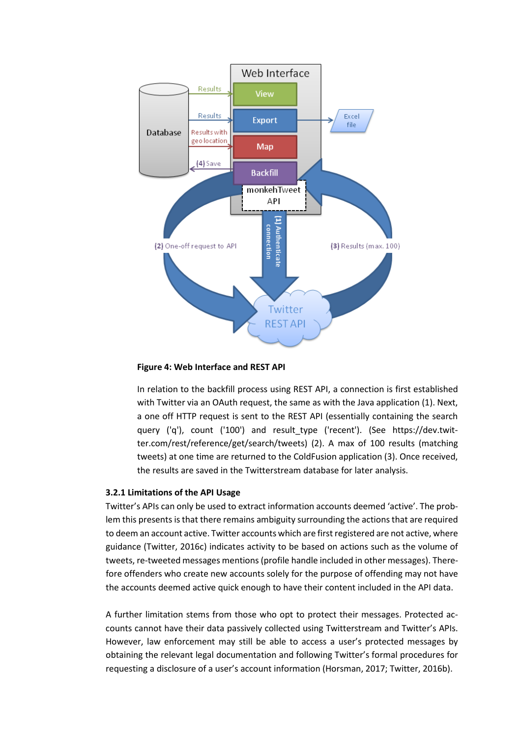**Figure 4: Web Interface and REST API**

In relation to the backfill process using REST API, a connection is first established with Twitter via an OAuth request, the same as with the Java application (1). Next, a one off HTTP request is sent to the REST API (essentially containing the search query ('q'), count ('100') and result_type ('recent'). (See https://dev.twitter.com/rest/reference/get/search/tweets) (2). A max of 100 results (matching tweets) at one time are returned to the ColdFusion application (3). Once received, the results are saved in the Twitterstream database for later analysis.

### 3.2.1 Limitations of the API Usage

Twitter's APIs can only be used to extract information accounts deemed 'active'. The problem this presents is that there remains ambiguity surrounding the actions that are required to deem an account active. Twitter accounts which are first registered are not active, where guidance (Twitter, 2016c) indicates activity to be based on actions such as the volume of tweets, re-tweeted messages mentions (profile handle included in other messages). Therefore offenders who create new accounts solely for the purpose of offending may not have the accounts deemed active quick enough to have their content included in the API data.

A further limitation stems from those who opt to protect their messages. Protected accounts cannot have their data passively collected using Twitterstream and Twitter's APIs. However, law enforcement may still be able to access a user's protected messages by obtaining the relevant legal documentation and following Twitter's formal procedures for requesting a disclosure of a user's account information (Horsman, 2017; Twitter, 2016b).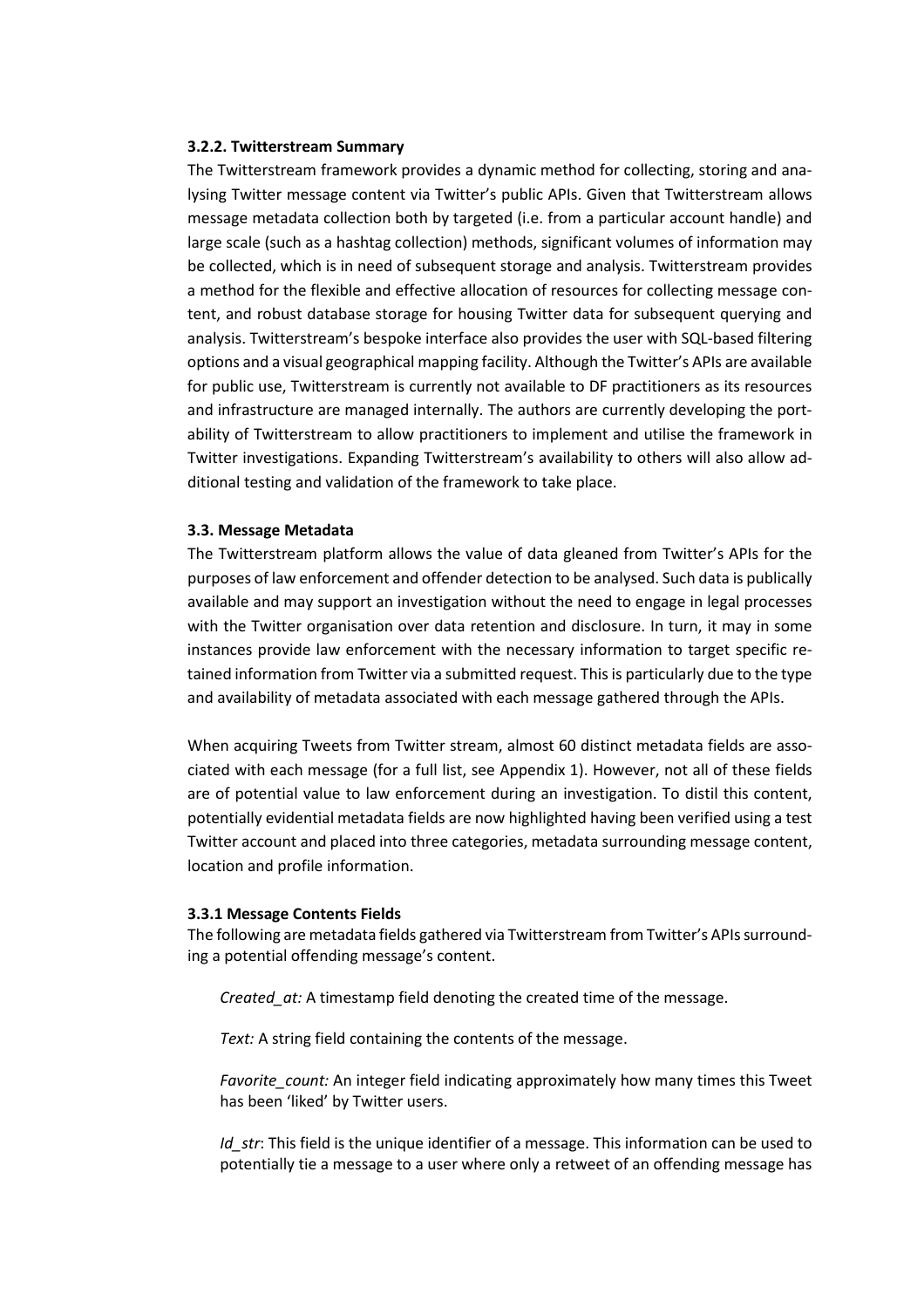### 3.2.2. Twitterstream Summary

The Twitterstream framework provides a dynamic method for collecting, storing and analysing Twitter message content via Twitter's public APIs. Given that Twitterstream allows message metadata collection both by targeted (i.e. from a particular account handle) and large scale (such as a hashtag collection) methods, significant volumes of information may be collected, which is in need of subsequent storage and analysis. Twitterstream provides a method for the flexible and effective allocation of resources for collecting message content, and robust database storage for housing Twitter data for subsequent querying and analysis. Twitterstream's bespoke interface also provides the user with SQL-based filtering options and a visual geographical mapping facility. Although the Twitter's APIs are available for public use, Twitterstream is currently not available to DF practitioners as its resources and infrastructure are managed internally. The authors are currently developing the portability of Twitterstream to allow practitioners to implement and utilise the framework in Twitter investigations. Expanding Twitterstream's availability to others will also allow additional testing and validation of the framework to take place.

### 3.3. Message Metadata

The Twitterstream platform allows the value of data gleaned from Twitter's APIs for the purposes of law enforcement and offender detection to be analysed. Such data is publically available and may support an investigation without the need to engage in legal processes with the Twitter organisation over data retention and disclosure. In turn, it may in some instances provide law enforcement with the necessary information to target specific retained information from Twitter via a submitted request. This is particularly due to the type and availability of metadata associated with each message gathered through the APIs.

When acquiring Tweets from Twitter stream, almost 60 distinct metadata fields are associated with each message (for a full list, see Appendix 1). However, not all of these fields are of potential value to law enforcement during an investigation. To distil this content, potentially evidential metadata fields are now highlighted having been verified using a test Twitter account and placed into three categories, metadata surrounding message content, location and profile information.

#### 3.3.1 Message Contents Fields

The following are metadata fields gathered via Twitterstream from Twitter's APIs surrounding a potential offending message's content.

*Created_at:* A timestamp field denoting the created time of the message.

*Text:* A string field containing the contents of the message.

*Favorite_count:* An integer field indicating approximately how many times this Tweet has been 'liked' by Twitter users.

*Id_str*: This field is the unique identifier of a message. This information can be used to potentially tie a message to a user where only a retweet of an offending message has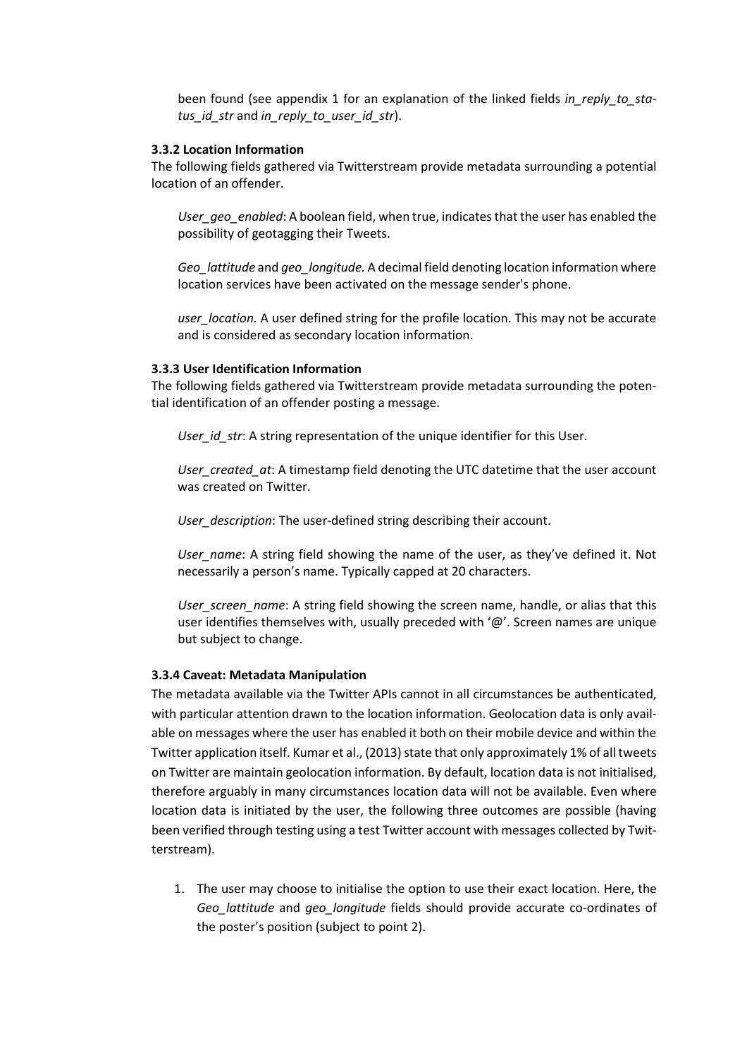been found (see appendix 1 for an explanation of the linked fields *in_reply_to_status_id_str* and *in_reply_to_user_id_str*).

### 3.3.2 Location Information

The following fields gathered via Twitterstream provide metadata surrounding a potential location of an offender.

*User_geo_enabled*: A boolean field, when true, indicates that the user has enabled the possibility of geotagging their Tweets.

*Geo_lattitude* and *geo_longitude.* A decimal field denoting location information where location services have been activated on the message sender's phone.

*user_location.* A user defined string for the profile location. This may not be accurate and is considered as secondary location information.

### 3.3.3 User Identification Information

The following fields gathered via Twitterstream provide metadata surrounding the potential identification of an offender posting a message.

*User_id_str*: A string representation of the unique identifier for this User.

*User_created_at*: A timestamp field denoting the UTC datetime that the user account was created on Twitter.

*User_description*: The user-defined string describing their account.

*User_name*: A string field showing the name of the user, as they've defined it. Not necessarily a person's name. Typically capped at 20 characters.

*User_screen_name*: A string field showing the screen name, handle, or alias that this user identifies themselves with, usually preceded with '@'. Screen names are unique but subject to change.

### 3.3.4 Caveat: Metadata Manipulation

The metadata available via the Twitter APIs cannot in all circumstances be authenticated, with particular attention drawn to the location information. Geolocation data is only available on messages where the user has enabled it both on their mobile device and within the Twitter application itself. Kumar et al., (2013) state that only approximately 1% of all tweets on Twitter are maintain geolocation information. By default, location data is not initialised, therefore arguably in many circumstances location data will not be available. Even where location data is initiated by the user, the following three outcomes are possible (having been verified through testing using a test Twitter account with messages collected by Twitterstream).

1. The user may choose to initialise the option to use their exact location. Here, the *Geo_lattitude* and *geo_longitude* fields should provide accurate co-ordinates of the poster's position (subject to point 2).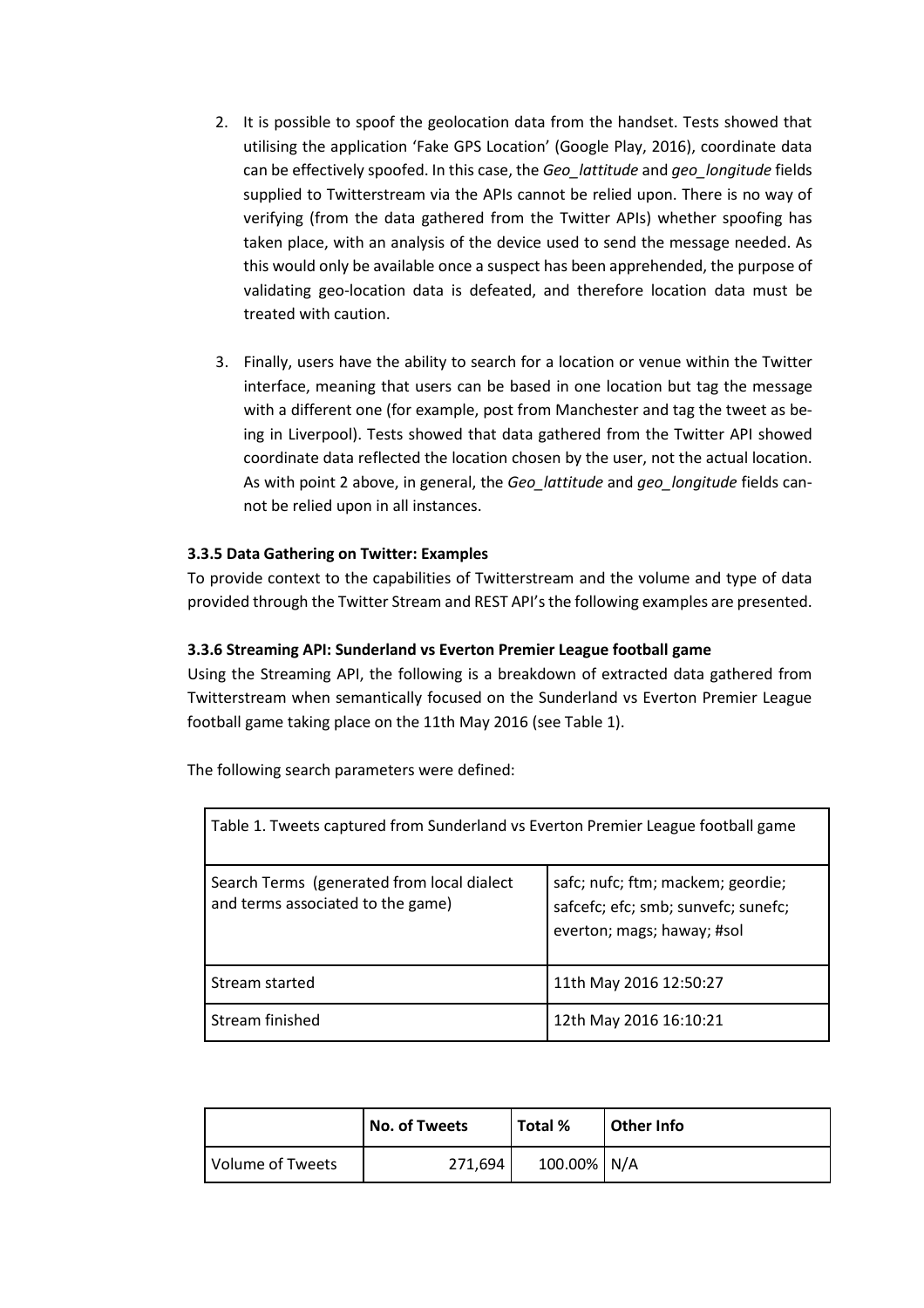2. It is possible to spoof the geolocation data from the handset. Tests showed that utilising the application 'Fake GPS Location' (Google Play, 2016), coordinate data can be effectively spoofed. In this case, the *Geo_lattitude* and *geo_longitude* fields supplied to Twitterstream via the APIs cannot be relied upon. There is no way of verifying (from the data gathered from the Twitter APIs) whether spoofing has taken place, with an analysis of the device used to send the message needed. As this would only be available once a suspect has been apprehended, the purpose of validating geo-location data is defeated, and therefore location data must be treated with caution.

3. Finally, users have the ability to search for a location or venue within the Twitter interface, meaning that users can be based in one location but tag the message with a different one (for example, post from Manchester and tag the tweet as being in Liverpool). Tests showed that data gathered from the Twitter API showed coordinate data reflected the location chosen by the user, not the actual location. As with point 2 above, in general, the *Geo_lattitude* and *geo_longitude* fields cannot be relied upon in all instances.

**3.3.5 Data Gathering on Twitter: Examples**

To provide context to the capabilities of Twitterstream and the volume and type of data provided through the Twitter Stream and REST API's the following examples are presented.

**3.3.6 Streaming API: Sunderland vs Everton Premier League football game**

Using the Streaming API, the following is a breakdown of extracted data gathered from Twitterstream when semantically focused on the Sunderland vs Everton Premier League football game taking place on the 11th May 2016 (see Table 1).

The following search parameters were defined:

| Table 1. Tweets captured from Sunderland vs Everton Premier League football game | |
|---|---|
| Search Terms (generated from local dialect and terms associated to the game) | safc; nufc; ftm; mackem; geordie; safcefc; efc; smb; sunvefc; sunefc; everton; mags; haway; #sol |
| Stream started | 11th May 2016 12:50:27 |
| Stream finished | 12th May 2016 16:10:21 |

| | No. of Tweets | Total % | Other Info |
|---|---|---|---|
| Volume of Tweets | 271,694 | 100.00% | N/A |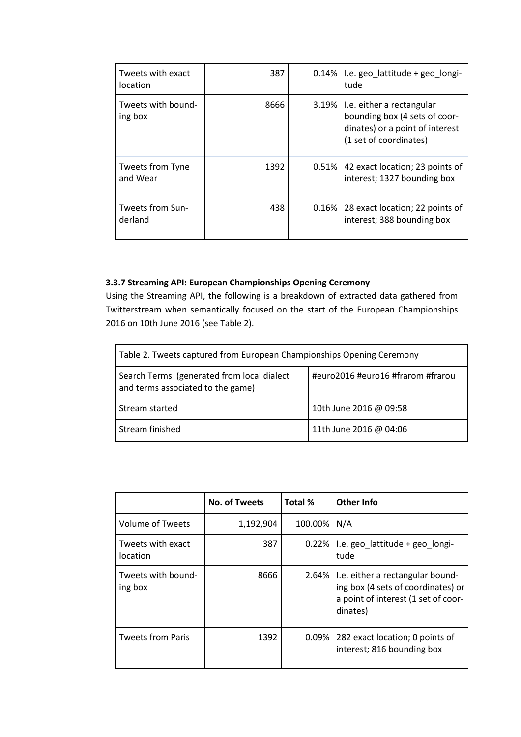| | | | |
|---|---|---|---|
| Tweets with exact location | 387 | 0.14% | I.e. geo_lattitude + geo_longitude |
| Tweets with bounding box | 8666 | 3.19% | I.e. either a rectangular bounding box (4 sets of coordinates) or a point of interest (1 set of coordinates) |
| Tweets from Tyne and Wear | 1392 | 0.51% | 42 exact location; 23 points of interest; 1327 bounding box |
| Tweets from Sunderland | 438 | 0.16% | 28 exact location; 22 points of interest; 388 bounding box |

### 3.3.7 Streaming API: European Championships Opening Ceremony

Using the Streaming API, the following is a breakdown of extracted data gathered from Twitterstream when semantically focused on the start of the European Championships 2016 on 10th June 2016 (see Table 2).

| Table 2. Tweets captured from European Championships Opening Ceremony | |
|---|---|
| Search Terms (generated from local dialect and terms associated to the game) | #euro2016 #euro16 #frarom #frarou |
| Stream started | 10th June 2016 @ 09:58 |
| Stream finished | 11th June 2016 @ 04:06 |

| | No. of Tweets | Total % | Other Info |
|---|---|---|---|
| Volume of Tweets | 1,192,904 | 100.00% | N/A |
| Tweets with exact location | 387 | 0.22% | I.e. geo_lattitude + geo_longitude |
| Tweets with bounding box | 8666 | 2.64% | I.e. either a rectangular bounding box (4 sets of coordinates) or a point of interest (1 set of coordinates) |
| Tweets from Paris | 1392 | 0.09% | 282 exact location; 0 points of interest; 816 bounding box |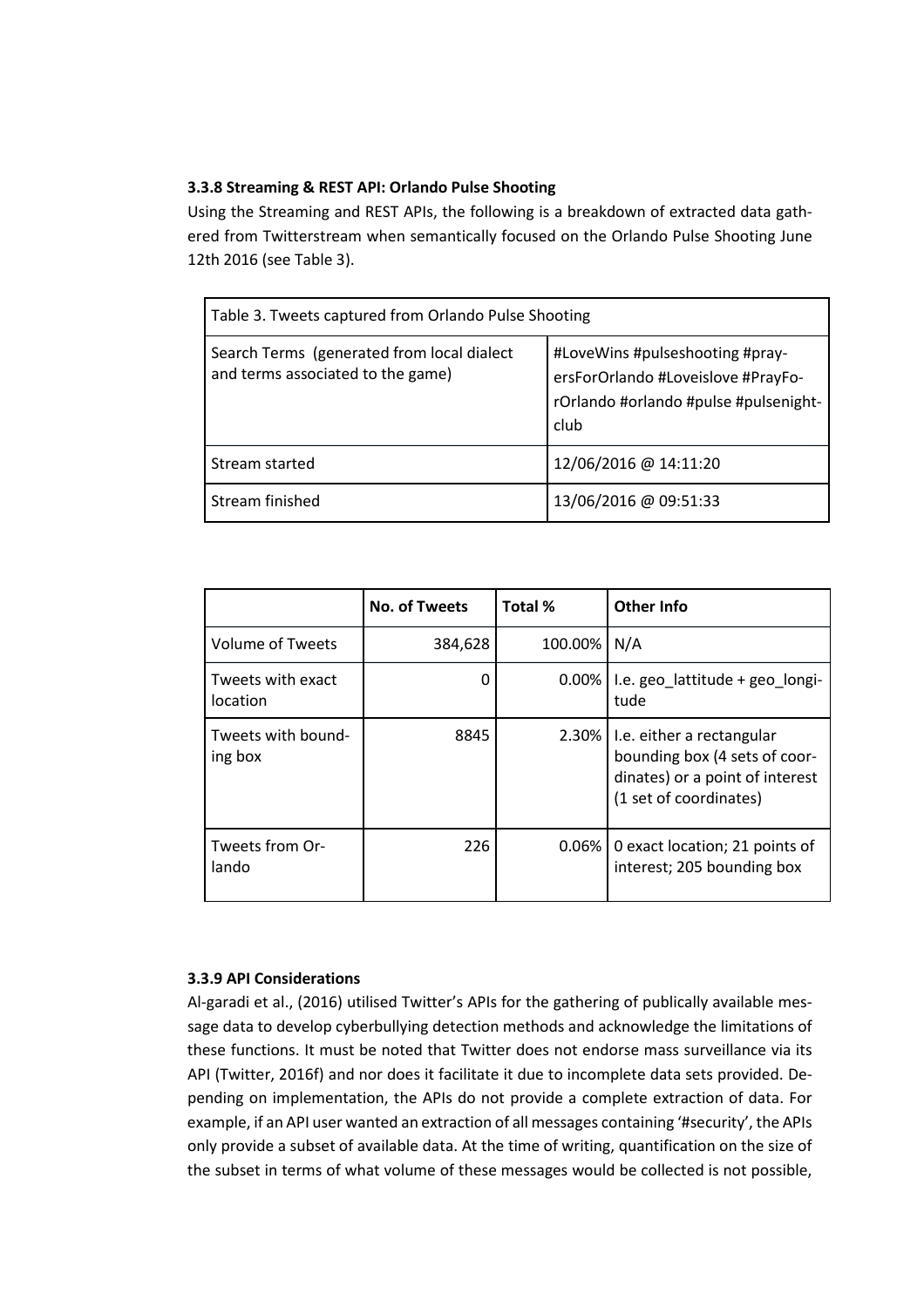### 3.3.8 Streaming & REST API: Orlando Pulse Shooting

Using the Streaming and REST APIs, the following is a breakdown of extracted data gathered from Twitterstream when semantically focused on the Orlando Pulse Shooting June 12th 2016 (see Table 3).

| Table 3. Tweets captured from Orlando Pulse Shooting | |
|---|---|
| Search Terms (generated from local dialect and terms associated to the game) | #LoveWins #pulseshooting #prayersForOrlando #Loveislove #PrayForOrlando #orlando #pulse #pulsenightclub |
| Stream started | 12/06/2016 @ 14:11:20 |
| Stream finished | 13/06/2016 @ 09:51:33 |

| | No. of Tweets | Total % | Other Info |
|---|---|---|---|
| Volume of Tweets | 384,628 | 100.00% | N/A |
| Tweets with exact location | 0 | 0.00% | I.e. geo_lattitude + geo_longitude |
| Tweets with bounding box | 8845 | 2.30% | I.e. either a rectangular bounding box (4 sets of coordinates) or a point of interest (1 set of coordinates) |
| Tweets from Orlando | 226 | 0.06% | 0 exact location; 21 points of interest; 205 bounding box |

### 3.3.9 API Considerations

Al-garadi et al., (2016) utilised Twitter's APIs for the gathering of publically available message data to develop cyberbullying detection methods and acknowledge the limitations of these functions. It must be noted that Twitter does not endorse mass surveillance via its API (Twitter, 2016f) and nor does it facilitate it due to incomplete data sets provided. Depending on implementation, the APIs do not provide a complete extraction of data. For example, if an API user wanted an extraction of all messages containing '#security', the APIs only provide a subset of available data. At the time of writing, quantification on the size of the subset in terms of what volume of these messages would be collected is not possible,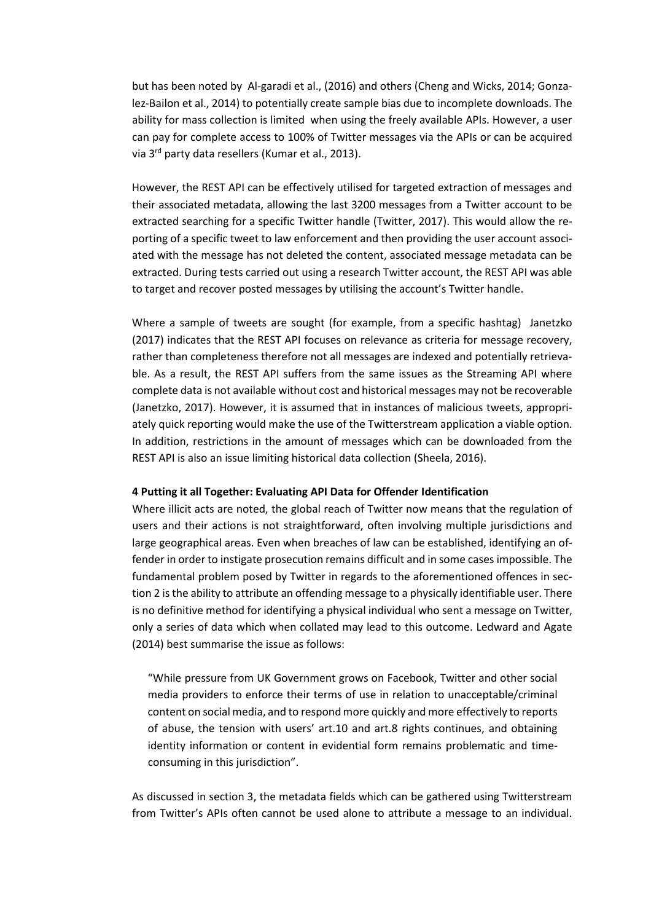but has been noted by Al-garadi et al., (2016) and others (Cheng and Wicks, 2014; Gonzalez-Bailon et al., 2014) to potentially create sample bias due to incomplete downloads. The ability for mass collection is limited when using the freely available APIs. However, a user can pay for complete access to 100% of Twitter messages via the APIs or can be acquired via 3rd party data resellers (Kumar et al., 2013).

However, the REST API can be effectively utilised for targeted extraction of messages and their associated metadata, allowing the last 3200 messages from a Twitter account to be extracted searching for a specific Twitter handle (Twitter, 2017). This would allow the reporting of a specific tweet to law enforcement and then providing the user account associated with the message has not deleted the content, associated message metadata can be extracted. During tests carried out using a research Twitter account, the REST API was able to target and recover posted messages by utilising the account's Twitter handle.

Where a sample of tweets are sought (for example, from a specific hashtag) Janetzko (2017) indicates that the REST API focuses on relevance as criteria for message recovery, rather than completeness therefore not all messages are indexed and potentially retrievable. As a result, the REST API suffers from the same issues as the Streaming API where complete data is not available without cost and historical messages may not be recoverable (Janetzko, 2017). However, it is assumed that in instances of malicious tweets, appropriately quick reporting would make the use of the Twitterstream application a viable option. In addition, restrictions in the amount of messages which can be downloaded from the REST API is also an issue limiting historical data collection (Sheela, 2016).

## 4 Putting it all Together: Evaluating API Data for Offender Identification

Where illicit acts are noted, the global reach of Twitter now means that the regulation of users and their actions is not straightforward, often involving multiple jurisdictions and large geographical areas. Even when breaches of law can be established, identifying an offender in order to instigate prosecution remains difficult and in some cases impossible. The fundamental problem posed by Twitter in regards to the aforementioned offences in section 2 is the ability to attribute an offending message to a physically identifiable user. There is no definitive method for identifying a physical individual who sent a message on Twitter, only a series of data which when collated may lead to this outcome. Ledward and Agate (2014) best summarise the issue as follows:

> "While pressure from UK Government grows on Facebook, Twitter and other social media providers to enforce their terms of use in relation to unacceptable/criminal content on social media, and to respond more quickly and more effectively to reports of abuse, the tension with users' art.10 and art.8 rights continues, and obtaining identity information or content in evidential form remains problematic and time-consuming in this jurisdiction".

As discussed in section 3, the metadata fields which can be gathered using Twitterstream from Twitter's APIs often cannot be used alone to attribute a message to an individual.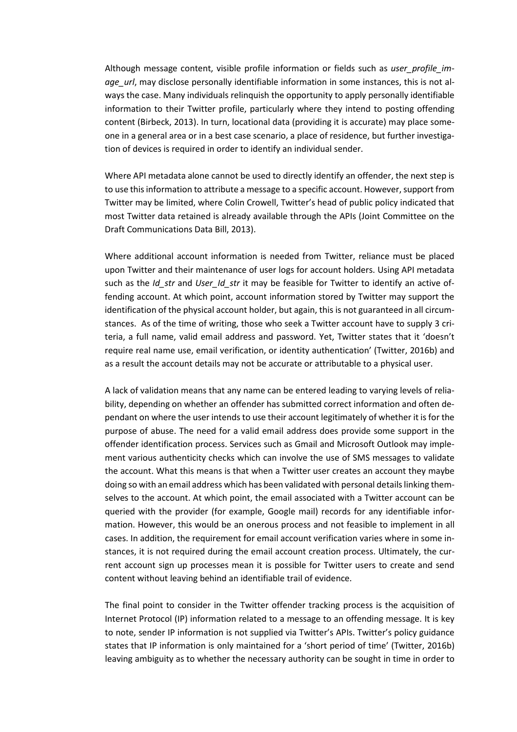Although message content, visible profile information or fields such as *user_profile_image_url*, may disclose personally identifiable information in some instances, this is not always the case. Many individuals relinquish the opportunity to apply personally identifiable information to their Twitter profile, particularly where they intend to posting offending content (Birbeck, 2013). In turn, locational data (providing it is accurate) may place someone in a general area or in a best case scenario, a place of residence, but further investigation of devices is required in order to identify an individual sender.

Where API metadata alone cannot be used to directly identify an offender, the next step is to use this information to attribute a message to a specific account. However, support from Twitter may be limited, where Colin Crowell, Twitter's head of public policy indicated that most Twitter data retained is already available through the APIs (Joint Committee on the Draft Communications Data Bill, 2013).

Where additional account information is needed from Twitter, reliance must be placed upon Twitter and their maintenance of user logs for account holders. Using API metadata such as the *Id_str* and *User_Id_str* it may be feasible for Twitter to identify an active offending account. At which point, account information stored by Twitter may support the identification of the physical account holder, but again, this is not guaranteed in all circumstances. As of the time of writing, those who seek a Twitter account have to supply 3 criteria, a full name, valid email address and password. Yet, Twitter states that it 'doesn't require real name use, email verification, or identity authentication' (Twitter, 2016b) and as a result the account details may not be accurate or attributable to a physical user.

A lack of validation means that any name can be entered leading to varying levels of reliability, depending on whether an offender has submitted correct information and often dependant on where the user intends to use their account legitimately of whether it is for the purpose of abuse. The need for a valid email address does provide some support in the offender identification process. Services such as Gmail and Microsoft Outlook may implement various authenticity checks which can involve the use of SMS messages to validate the account. What this means is that when a Twitter user creates an account they maybe doing so with an email address which has been validated with personal details linking themselves to the account. At which point, the email associated with a Twitter account can be queried with the provider (for example, Google mail) records for any identifiable information. However, this would be an onerous process and not feasible to implement in all cases. In addition, the requirement for email account verification varies where in some instances, it is not required during the email account creation process. Ultimately, the current account sign up processes mean it is possible for Twitter users to create and send content without leaving behind an identifiable trail of evidence.

The final point to consider in the Twitter offender tracking process is the acquisition of Internet Protocol (IP) information related to a message to an offending message. It is key to note, sender IP information is not supplied via Twitter's APIs. Twitter's policy guidance states that IP information is only maintained for a 'short period of time' (Twitter, 2016b) leaving ambiguity as to whether the necessary authority can be sought in time in order to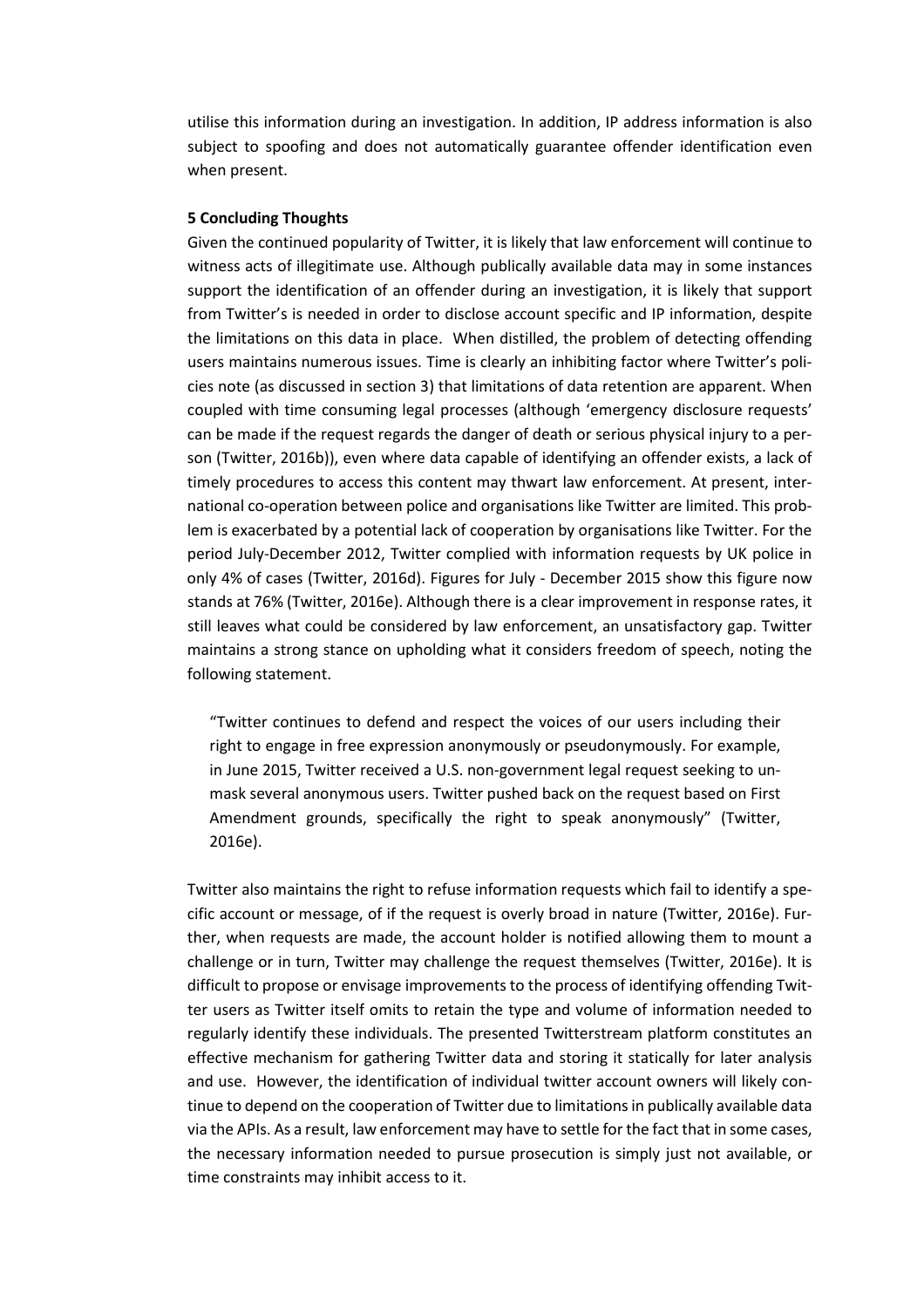utilise this information during an investigation. In addition, IP address information is also subject to spoofing and does not automatically guarantee offender identification even when present.

## 5 Concluding Thoughts

Given the continued popularity of Twitter, it is likely that law enforcement will continue to witness acts of illegitimate use. Although publically available data may in some instances support the identification of an offender during an investigation, it is likely that support from Twitter's is needed in order to disclose account specific and IP information, despite the limitations on this data in place. When distilled, the problem of detecting offending users maintains numerous issues. Time is clearly an inhibiting factor where Twitter's policies note (as discussed in section 3) that limitations of data retention are apparent. When coupled with time consuming legal processes (although 'emergency disclosure requests' can be made if the request regards the danger of death or serious physical injury to a person (Twitter, 2016b)), even where data capable of identifying an offender exists, a lack of timely procedures to access this content may thwart law enforcement. At present, international co-operation between police and organisations like Twitter are limited. This problem is exacerbated by a potential lack of cooperation by organisations like Twitter. For the period July-December 2012, Twitter complied with information requests by UK police in only 4% of cases (Twitter, 2016d). Figures for July - December 2015 show this figure now stands at 76% (Twitter, 2016e). Although there is a clear improvement in response rates, it still leaves what could be considered by law enforcement, an unsatisfactory gap. Twitter maintains a strong stance on upholding what it considers freedom of speech, noting the following statement.

> "Twitter continues to defend and respect the voices of our users including their right to engage in free expression anonymously or pseudonymously. For example, in June 2015, Twitter received a U.S. non-government legal request seeking to unmask several anonymous users. Twitter pushed back on the request based on First Amendment grounds, specifically the right to speak anonymously" (Twitter, 2016e).

Twitter also maintains the right to refuse information requests which fail to identify a specific account or message, of if the request is overly broad in nature (Twitter, 2016e). Further, when requests are made, the account holder is notified allowing them to mount a challenge or in turn, Twitter may challenge the request themselves (Twitter, 2016e). It is difficult to propose or envisage improvements to the process of identifying offending Twitter users as Twitter itself omits to retain the type and volume of information needed to regularly identify these individuals. The presented Twitterstream platform constitutes an effective mechanism for gathering Twitter data and storing it statically for later analysis and use. However, the identification of individual twitter account owners will likely continue to depend on the cooperation of Twitter due to limitations in publically available data via the APIs. As a result, law enforcement may have to settle for the fact that in some cases, the necessary information needed to pursue prosecution is simply just not available, or time constraints may inhibit access to it.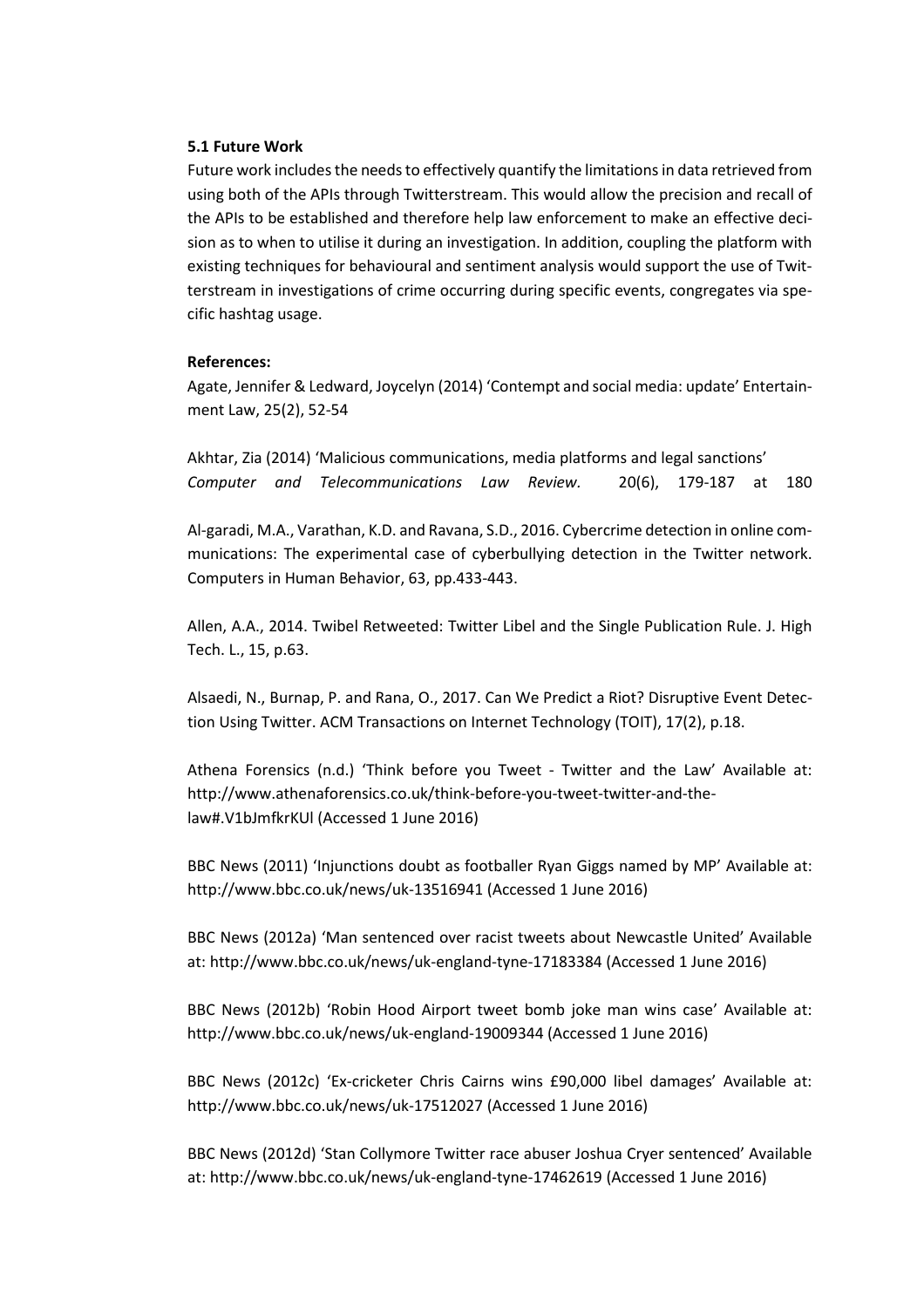### 5.1 Future Work

Future work includes the needs to effectively quantify the limitations in data retrieved from using both of the APIs through Twitterstream. This would allow the precision and recall of the APIs to be established and therefore help law enforcement to make an effective decision as to when to utilise it during an investigation. In addition, coupling the platform with existing techniques for behavioural and sentiment analysis would support the use of Twitterstream in investigations of crime occurring during specific events, congregates via specific hashtag usage.

**References:**

Agate, Jennifer & Ledward, Joycelyn (2014) 'Contempt and social media: update' Entertainment Law, 25(2), 52-54

Akhtar, Zia (2014) 'Malicious communications, media platforms and legal sanctions' *Computer and Telecommunications Law Review.* 20(6), 179-187 at 180

Al-garadi, M.A., Varathan, K.D. and Ravana, S.D., 2016. Cybercrime detection in online communications: The experimental case of cyberbullying detection in the Twitter network. Computers in Human Behavior, 63, pp.433-443.

Allen, A.A., 2014. Twibel Retweeted: Twitter Libel and the Single Publication Rule. J. High Tech. L., 15, p.63.

Alsaedi, N., Burnap, P. and Rana, O., 2017. Can We Predict a Riot? Disruptive Event Detection Using Twitter. ACM Transactions on Internet Technology (TOIT), 17(2), p.18.

Athena Forensics (n.d.) 'Think before you Tweet - Twitter and the Law' Available at: http://www.athenaforensics.co.uk/think-before-you-tweet-twitter-and-the-law#.V1bJmfkrKUl (Accessed 1 June 2016)

BBC News (2011) 'Injunctions doubt as footballer Ryan Giggs named by MP' Available at: http://www.bbc.co.uk/news/uk-13516941 (Accessed 1 June 2016)

BBC News (2012a) 'Man sentenced over racist tweets about Newcastle United' Available at: http://www.bbc.co.uk/news/uk-england-tyne-17183384 (Accessed 1 June 2016)

BBC News (2012b) 'Robin Hood Airport tweet bomb joke man wins case' Available at: http://www.bbc.co.uk/news/uk-england-19009344 (Accessed 1 June 2016)

BBC News (2012c) 'Ex-cricketer Chris Cairns wins £90,000 libel damages' Available at: http://www.bbc.co.uk/news/uk-17512027 (Accessed 1 June 2016)

BBC News (2012d) 'Stan Collymore Twitter race abuser Joshua Cryer sentenced' Available at: http://www.bbc.co.uk/news/uk-england-tyne-17462619 (Accessed 1 June 2016)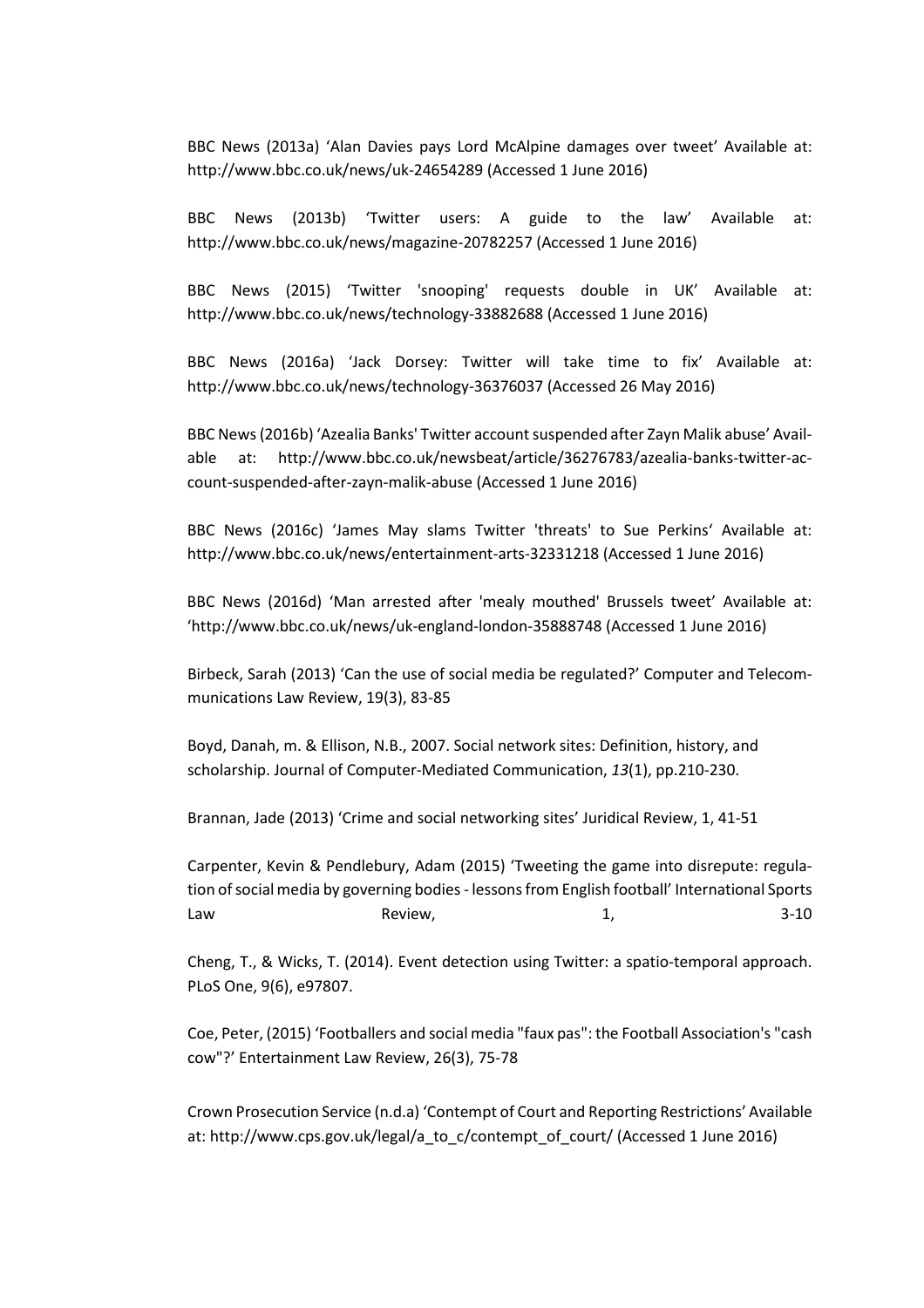BBC News (2013a) 'Alan Davies pays Lord McAlpine damages over tweet' Available at: http://www.bbc.co.uk/news/uk-24654289 (Accessed 1 June 2016)

BBC News (2013b) 'Twitter users: A guide to the law' Available at: http://www.bbc.co.uk/news/magazine-20782257 (Accessed 1 June 2016)

BBC News (2015) 'Twitter 'snooping' requests double in UK' Available at: http://www.bbc.co.uk/news/technology-33882688 (Accessed 1 June 2016)

BBC News (2016a) 'Jack Dorsey: Twitter will take time to fix' Available at: http://www.bbc.co.uk/news/technology-36376037 (Accessed 26 May 2016)

BBC News (2016b) 'Azealia Banks' Twitter account suspended after Zayn Malik abuse' Available at: http://www.bbc.co.uk/newsbeat/article/36276783/azealia-banks-twitter-account-suspended-after-zayn-malik-abuse (Accessed 1 June 2016)

BBC News (2016c) 'James May slams Twitter 'threats' to Sue Perkins' Available at: http://www.bbc.co.uk/news/entertainment-arts-32331218 (Accessed 1 June 2016)

BBC News (2016d) 'Man arrested after 'mealy mouthed' Brussels tweet' Available at: 'http://www.bbc.co.uk/news/uk-england-london-35888748 (Accessed 1 June 2016)

Birbeck, Sarah (2013) 'Can the use of social media be regulated?' Computer and Telecommunications Law Review, 19(3), 83-85

Boyd, Danah, m. & Ellison, N.B., 2007. Social network sites: Definition, history, and scholarship. Journal of Computer-Mediated Communication, *13*(1), pp.210-230.

Brannan, Jade (2013) 'Crime and social networking sites' Juridical Review, 1, 41-51

Carpenter, Kevin & Pendlebury, Adam (2015) 'Tweeting the game into disrepute: regulation of social media by governing bodies - lessons from English football' International Sports Law Review, 1, 3-10

Cheng, T., & Wicks, T. (2014). Event detection using Twitter: a spatio-temporal approach. PLoS One, 9(6), e97807.

Coe, Peter, (2015) 'Footballers and social media "faux pas": the Football Association's "cash cow"?' Entertainment Law Review, 26(3), 75-78

Crown Prosecution Service (n.d.a) 'Contempt of Court and Reporting Restrictions' Available at: http://www.cps.gov.uk/legal/a_to_c/contempt_of_court/ (Accessed 1 June 2016)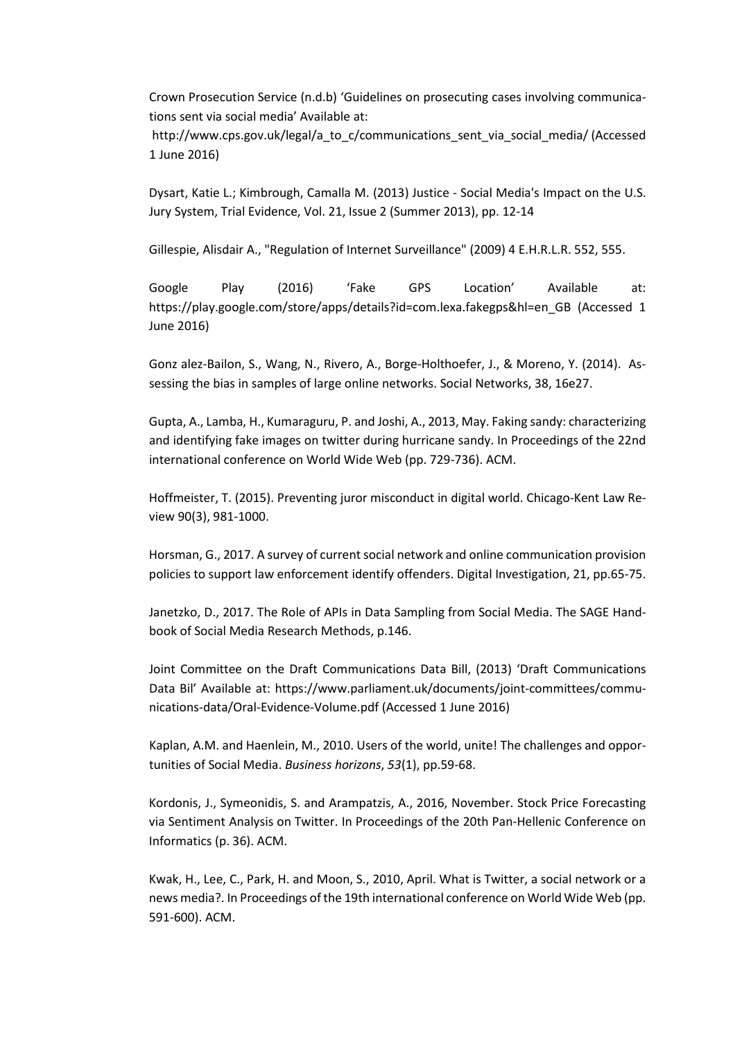Crown Prosecution Service (n.d.b) 'Guidelines on prosecuting cases involving communications sent via social media' Available at: http://www.cps.gov.uk/legal/a_to_c/communications_sent_via_social_media/ (Accessed 1 June 2016)

Dysart, Katie L.; Kimbrough, Camalla M. (2013) Justice - Social Media's Impact on the U.S. Jury System, Trial Evidence, Vol. 21, Issue 2 (Summer 2013), pp. 12-14

Gillespie, Alisdair A., "Regulation of Internet Surveillance" (2009) 4 E.H.R.L.R. 552, 555.

Google Play (2016) 'Fake GPS Location' Available at: https://play.google.com/store/apps/details?id=com.lexa.fakegps&hl=en_GB (Accessed 1 June 2016)

Gonz alez-Bailon, S., Wang, N., Rivero, A., Borge-Holthoefer, J., & Moreno, Y. (2014). Assessing the bias in samples of large online networks. Social Networks, 38, 16e27.

Gupta, A., Lamba, H., Kumaraguru, P. and Joshi, A., 2013, May. Faking sandy: characterizing and identifying fake images on twitter during hurricane sandy. In Proceedings of the 22nd international conference on World Wide Web (pp. 729-736). ACM.

Hoffmeister, T. (2015). Preventing juror misconduct in digital world. Chicago-Kent Law Review 90(3), 981-1000.

Horsman, G., 2017. A survey of current social network and online communication provision policies to support law enforcement identify offenders. Digital Investigation, 21, pp.65-75.

Janetzko, D., 2017. The Role of APIs in Data Sampling from Social Media. The SAGE Handbook of Social Media Research Methods, p.146.

Joint Committee on the Draft Communications Data Bill, (2013) 'Draft Communications Data Bil' Available at: https://www.parliament.uk/documents/joint-committees/communications-data/Oral-Evidence-Volume.pdf (Accessed 1 June 2016)

Kaplan, A.M. and Haenlein, M., 2010. Users of the world, unite! The challenges and opportunities of Social Media. *Business horizons*, *53*(1), pp.59-68.

Kordonis, J., Symeonidis, S. and Arampatzis, A., 2016, November. Stock Price Forecasting via Sentiment Analysis on Twitter. In Proceedings of the 20th Pan-Hellenic Conference on Informatics (p. 36). ACM.

Kwak, H., Lee, C., Park, H. and Moon, S., 2010, April. What is Twitter, a social network or a news media?. In Proceedings of the 19th international conference on World Wide Web (pp. 591-600). ACM.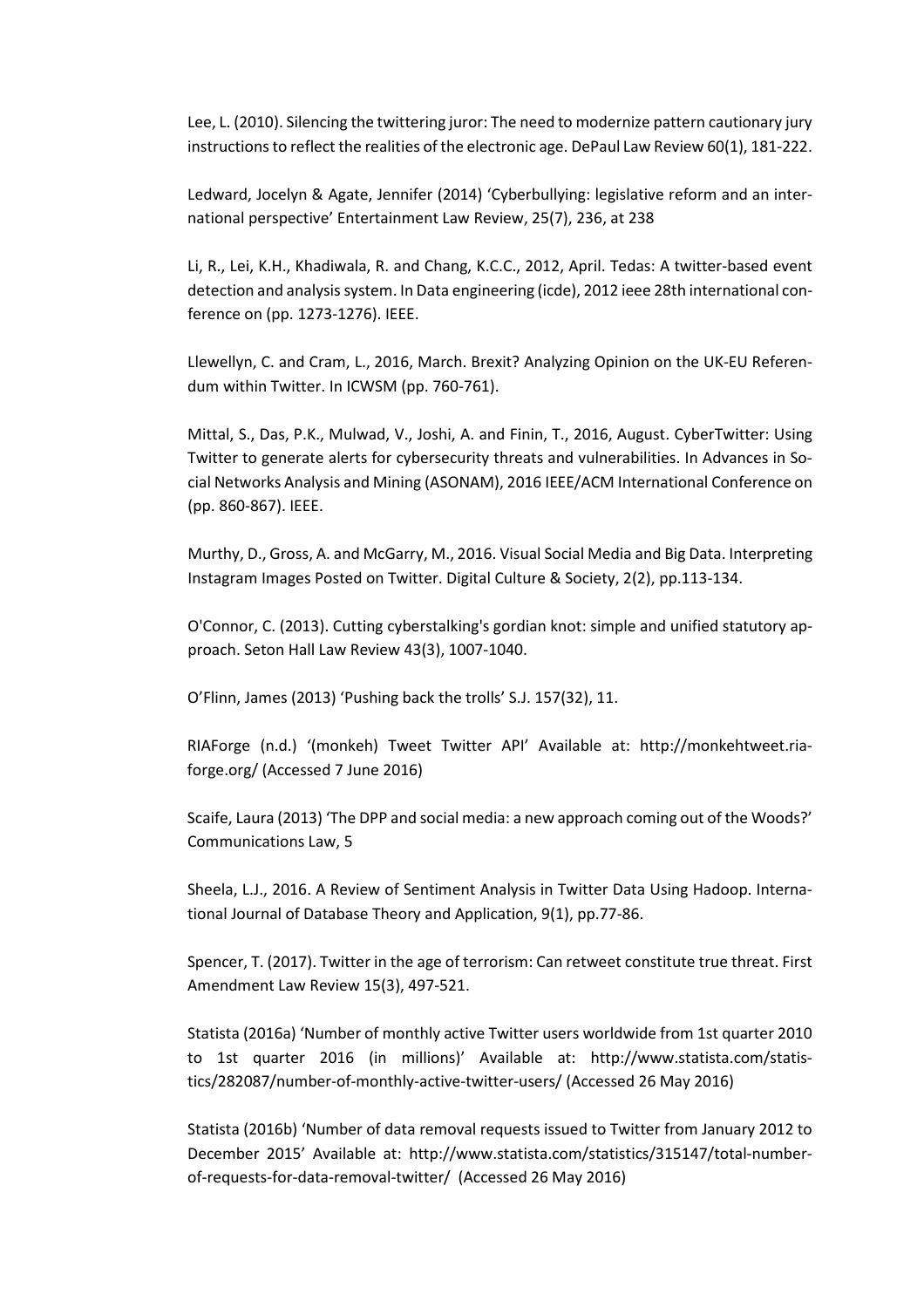Lee, L. (2010). Silencing the twittering juror: The need to modernize pattern cautionary jury instructions to reflect the realities of the electronic age. DePaul Law Review 60(1), 181-222.

Ledward, Jocelyn & Agate, Jennifer (2014) 'Cyberbullying: legislative reform and an international perspective' Entertainment Law Review, 25(7), 236, at 238

Li, R., Lei, K.H., Khadiwala, R. and Chang, K.C.C., 2012, April. Tedas: A twitter-based event detection and analysis system. In Data engineering (icde), 2012 ieee 28th international conference on (pp. 1273-1276). IEEE.

Llewellyn, C. and Cram, L., 2016, March. Brexit? Analyzing Opinion on the UK-EU Referendum within Twitter. In ICWSM (pp. 760-761).

Mittal, S., Das, P.K., Mulwad, V., Joshi, A. and Finin, T., 2016, August. CyberTwitter: Using Twitter to generate alerts for cybersecurity threats and vulnerabilities. In Advances in Social Networks Analysis and Mining (ASONAM), 2016 IEEE/ACM International Conference on (pp. 860-867). IEEE.

Murthy, D., Gross, A. and McGarry, M., 2016. Visual Social Media and Big Data. Interpreting Instagram Images Posted on Twitter. Digital Culture & Society, 2(2), pp.113-134.

O'Connor, C. (2013). Cutting cyberstalking's gordian knot: simple and unified statutory approach. Seton Hall Law Review 43(3), 1007-1040.

O'Flinn, James (2013) 'Pushing back the trolls' S.J. 157(32), 11.

RIAForge (n.d.) '(monkeh) Tweet Twitter API' Available at: http://monkehtweet.riaforge.org/ (Accessed 7 June 2016)

Scaife, Laura (2013) 'The DPP and social media: a new approach coming out of the Woods?' Communications Law, 5

Sheela, L.J., 2016. A Review of Sentiment Analysis in Twitter Data Using Hadoop. International Journal of Database Theory and Application, 9(1), pp.77-86.

Spencer, T. (2017). Twitter in the age of terrorism: Can retweet constitute true threat. First Amendment Law Review 15(3), 497-521.

Statista (2016a) 'Number of monthly active Twitter users worldwide from 1st quarter 2010 to 1st quarter 2016 (in millions)' Available at: http://www.statista.com/statistics/282087/number-of-monthly-active-twitter-users/ (Accessed 26 May 2016)

Statista (2016b) 'Number of data removal requests issued to Twitter from January 2012 to December 2015' Available at: http://www.statista.com/statistics/315147/total-number-of-requests-for-data-removal-twitter/ (Accessed 26 May 2016)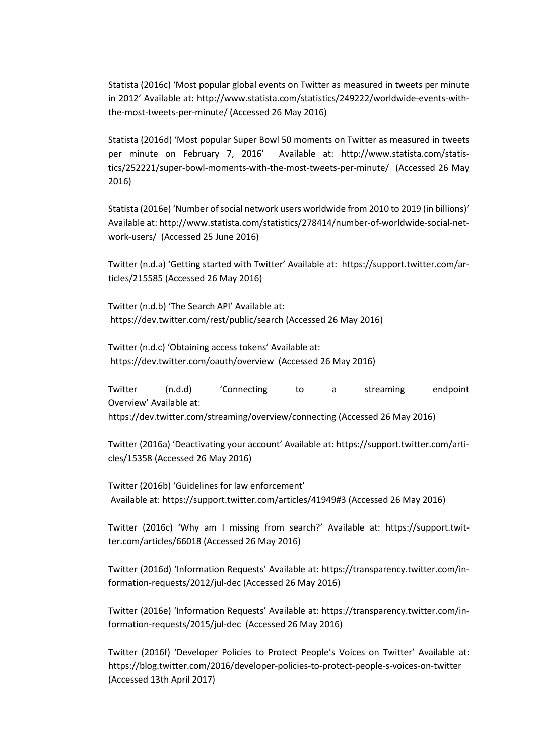Statista (2016c) 'Most popular global events on Twitter as measured in tweets per minute in 2012' Available at: http://www.statista.com/statistics/249222/worldwide-events-with-the-most-tweets-per-minute/ (Accessed 26 May 2016)

Statista (2016d) 'Most popular Super Bowl 50 moments on Twitter as measured in tweets per minute on February 7, 2016' Available at: http://www.statista.com/statistics/252221/super-bowl-moments-with-the-most-tweets-per-minute/ (Accessed 26 May 2016)

Statista (2016e) 'Number of social network users worldwide from 2010 to 2019 (in billions)' Available at: http://www.statista.com/statistics/278414/number-of-worldwide-social-network-users/ (Accessed 25 June 2016)

Twitter (n.d.a) 'Getting started with Twitter' Available at: https://support.twitter.com/articles/215585 (Accessed 26 May 2016)

Twitter (n.d.b) 'The Search API' Available at: https://dev.twitter.com/rest/public/search (Accessed 26 May 2016)

Twitter (n.d.c) 'Obtaining access tokens' Available at: https://dev.twitter.com/oauth/overview (Accessed 26 May 2016)

Twitter (n.d.d) 'Connecting to a streaming endpoint Overview' Available at: https://dev.twitter.com/streaming/overview/connecting (Accessed 26 May 2016)

Twitter (2016a) 'Deactivating your account' Available at: https://support.twitter.com/articles/15358 (Accessed 26 May 2016)

Twitter (2016b) 'Guidelines for law enforcement' Available at: https://support.twitter.com/articles/41949#3 (Accessed 26 May 2016)

Twitter (2016c) 'Why am I missing from search?' Available at: https://support.twitter.com/articles/66018 (Accessed 26 May 2016)

Twitter (2016d) 'Information Requests' Available at: https://transparency.twitter.com/information-requests/2012/jul-dec (Accessed 26 May 2016)

Twitter (2016e) 'Information Requests' Available at: https://transparency.twitter.com/information-requests/2015/jul-dec (Accessed 26 May 2016)

Twitter (2016f) 'Developer Policies to Protect People's Voices on Twitter' Available at: https://blog.twitter.com/2016/developer-policies-to-protect-people-s-voices-on-twitter (Accessed 13th April 2017)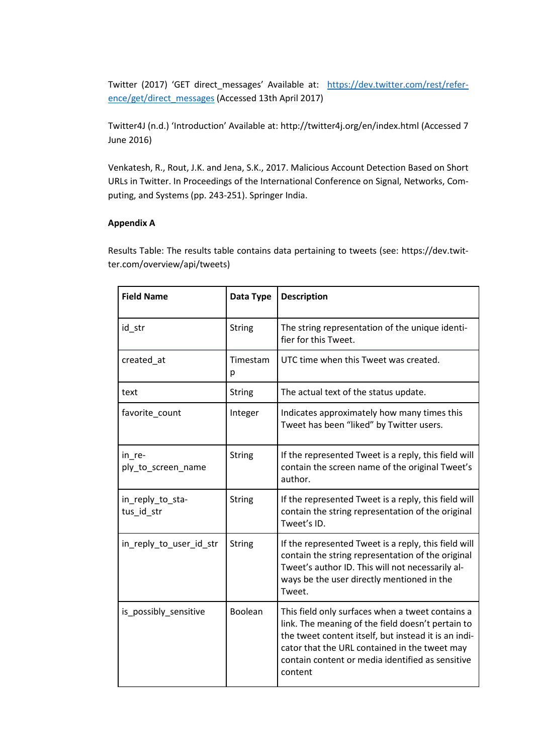Twitter (2017) 'GET direct_messages' Available at: https://dev.twitter.com/rest/reference/get/direct_messages (Accessed 13th April 2017)

Twitter4J (n.d.) 'Introduction' Available at: http://twitter4j.org/en/index.html (Accessed 7 June 2016)

Venkatesh, R., Rout, J.K. and Jena, S.K., 2017. Malicious Account Detection Based on Short URLs in Twitter. In Proceedings of the International Conference on Signal, Networks, Computing, and Systems (pp. 243-251). Springer India.

**Appendix A**

Results Table: The results table contains data pertaining to tweets (see: https://dev.twitter.com/overview/api/tweets)

| Field Name | Data Type | Description |
|---|---|---|
| id_str | String | The string representation of the unique identifier for this Tweet. |
| created_at | Timestamp | UTC time when this Tweet was created. |
| text | String | The actual text of the status update. |
| favorite_count | Integer | Indicates approximately how many times this Tweet has been "liked" by Twitter users. |
| in_reply_to_screen_name | String | If the represented Tweet is a reply, this field will contain the screen name of the original Tweet's author. |
| in_reply_to_status_id_str | String | If the represented Tweet is a reply, this field will contain the string representation of the original Tweet's ID. |
| in_reply_to_user_id_str | String | If the represented Tweet is a reply, this field will contain the string representation of the original Tweet's author ID. This will not necessarily always be the user directly mentioned in the Tweet. |
| is_possibly_sensitive | Boolean | This field only surfaces when a tweet contains a link. The meaning of the field doesn't pertain to the tweet content itself, but instead it is an indicator that the URL contained in the tweet may contain content or media identified as sensitive content |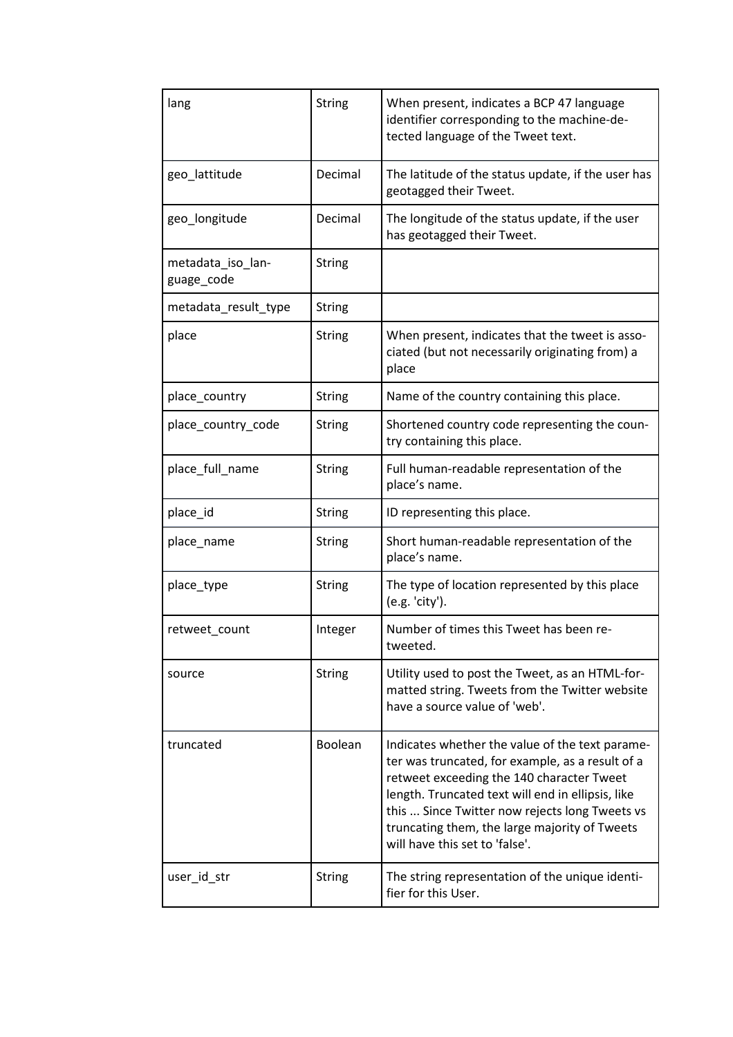| lang | String | When present, indicates a BCP 47 language identifier corresponding to the machine-detected language of the Tweet text. |
|---|---|---|
| geo_lattitude | Decimal | The latitude of the status update, if the user has geotagged their Tweet. |
| geo_longitude | Decimal | The longitude of the status update, if the user has geotagged their Tweet. |
| metadata_iso_language_code | String | |
| metadata_result_type | String | |
| place | String | When present, indicates that the tweet is associated (but not necessarily originating from) a place |
| place_country | String | Name of the country containing this place. |
| place_country_code | String | Shortened country code representing the country containing this place. |
| place_full_name | String | Full human-readable representation of the place's name. |
| place_id | String | ID representing this place. |
| place_name | String | Short human-readable representation of the place's name. |
| place_type | String | The type of location represented by this place (e.g. 'city'). |
| retweet_count | Integer | Number of times this Tweet has been retweeted. |
| source | String | Utility used to post the Tweet, as an HTML-formatted string. Tweets from the Twitter website have a source value of 'web'. |
| truncated | Boolean | Indicates whether the value of the text parameter was truncated, for example, as a result of a retweet exceeding the 140 character Tweet length. Truncated text will end in ellipsis, like this ... Since Twitter now rejects long Tweets vs truncating them, the large majority of Tweets will have this set to 'false'. |
| user_id_str | String | The string representation of the unique identifier for this User. |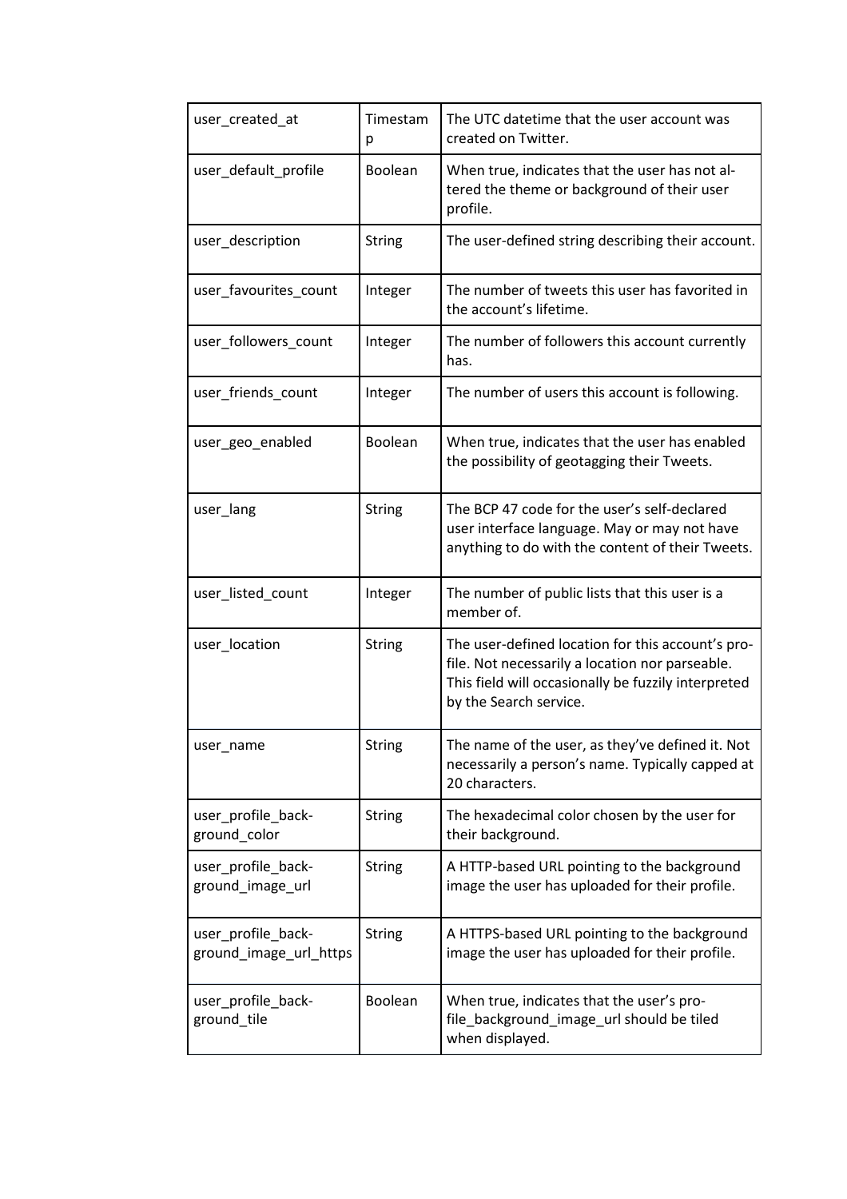| | | |
|---|---|---|
| user_created_at | Timestamp | The UTC datetime that the user account was created on Twitter. |
| user_default_profile | Boolean | When true, indicates that the user has not altered the theme or background of their user profile. |
| user_description | String | The user-defined string describing their account. |
| user_favourites_count | Integer | The number of tweets this user has favorited in the account's lifetime. |
| user_followers_count | Integer | The number of followers this account currently has. |
| user_friends_count | Integer | The number of users this account is following. |
| user_geo_enabled | Boolean | When true, indicates that the user has enabled the possibility of geotagging their Tweets. |
| user_lang | String | The BCP 47 code for the user's self-declared user interface language. May or may not have anything to do with the content of their Tweets. |
| user_listed_count | Integer | The number of public lists that this user is a member of. |
| user_location | String | The user-defined location for this account's profile. Not necessarily a location nor parseable. This field will occasionally be fuzzily interpreted by the Search service. |
| user_name | String | The name of the user, as they've defined it. Not necessarily a person's name. Typically capped at 20 characters. |
| user_profile_background_color | String | The hexadecimal color chosen by the user for their background. |
| user_profile_background_image_url | String | A HTTP-based URL pointing to the background image the user has uploaded for their profile. |
| user_profile_background_image_url_https | String | A HTTPS-based URL pointing to the background image the user has uploaded for their profile. |
| user_profile_background_tile | Boolean | When true, indicates that the user's profile_background_image_url should be tiled when displayed. |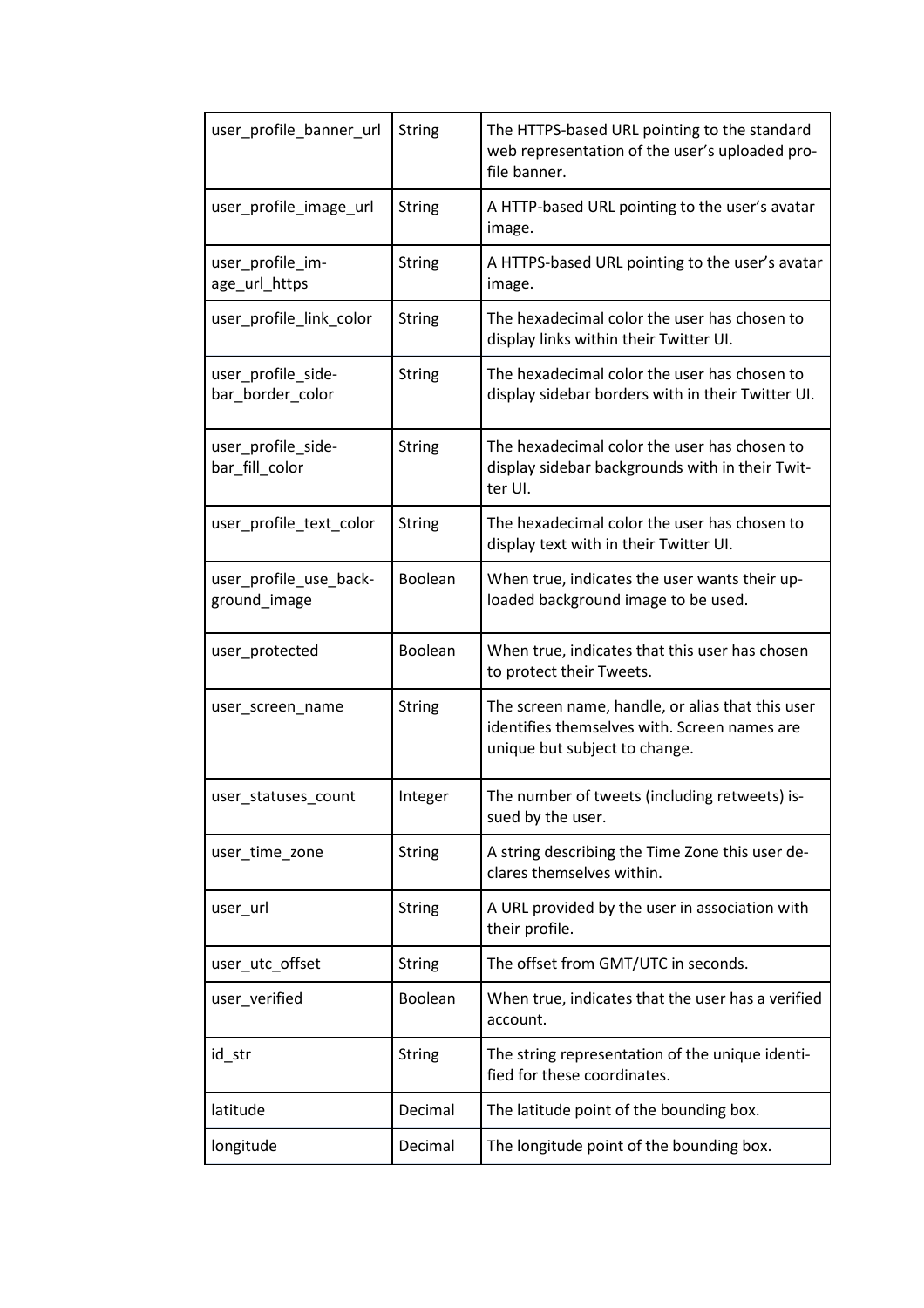| | | |
|---|---|---|
| user_profile_banner_url | String | The HTTPS-based URL pointing to the standard web representation of the user's uploaded profile banner. |
| user_profile_image_url | String | A HTTP-based URL pointing to the user's avatar image. |
| user_profile_image_url_https | String | A HTTPS-based URL pointing to the user's avatar image. |
| user_profile_link_color | String | The hexadecimal color the user has chosen to display links within their Twitter UI. |
| user_profile_sidebar_border_color | String | The hexadecimal color the user has chosen to display sidebar borders with in their Twitter UI. |
| user_profile_sidebar_fill_color | String | The hexadecimal color the user has chosen to display sidebar backgrounds with in their Twitter UI. |
| user_profile_text_color | String | The hexadecimal color the user has chosen to display text with in their Twitter UI. |
| user_profile_use_background_image | Boolean | When true, indicates the user wants their uploaded background image to be used. |
| user_protected | Boolean | When true, indicates that this user has chosen to protect their Tweets. |
| user_screen_name | String | The screen name, handle, or alias that this user identifies themselves with. Screen names are unique but subject to change. |
| user_statuses_count | Integer | The number of tweets (including retweets) issued by the user. |
| user_time_zone | String | A string describing the Time Zone this user declares themselves within. |
| user_url | String | A URL provided by the user in association with their profile. |
| user_utc_offset | String | The offset from GMT/UTC in seconds. |
| user_verified | Boolean | When true, indicates that the user has a verified account. |
| id_str | String | The string representation of the unique identified for these coordinates. |
| latitude | Decimal | The latitude point of the bounding box. |
| longitude | Decimal | The longitude point of the bounding box. |